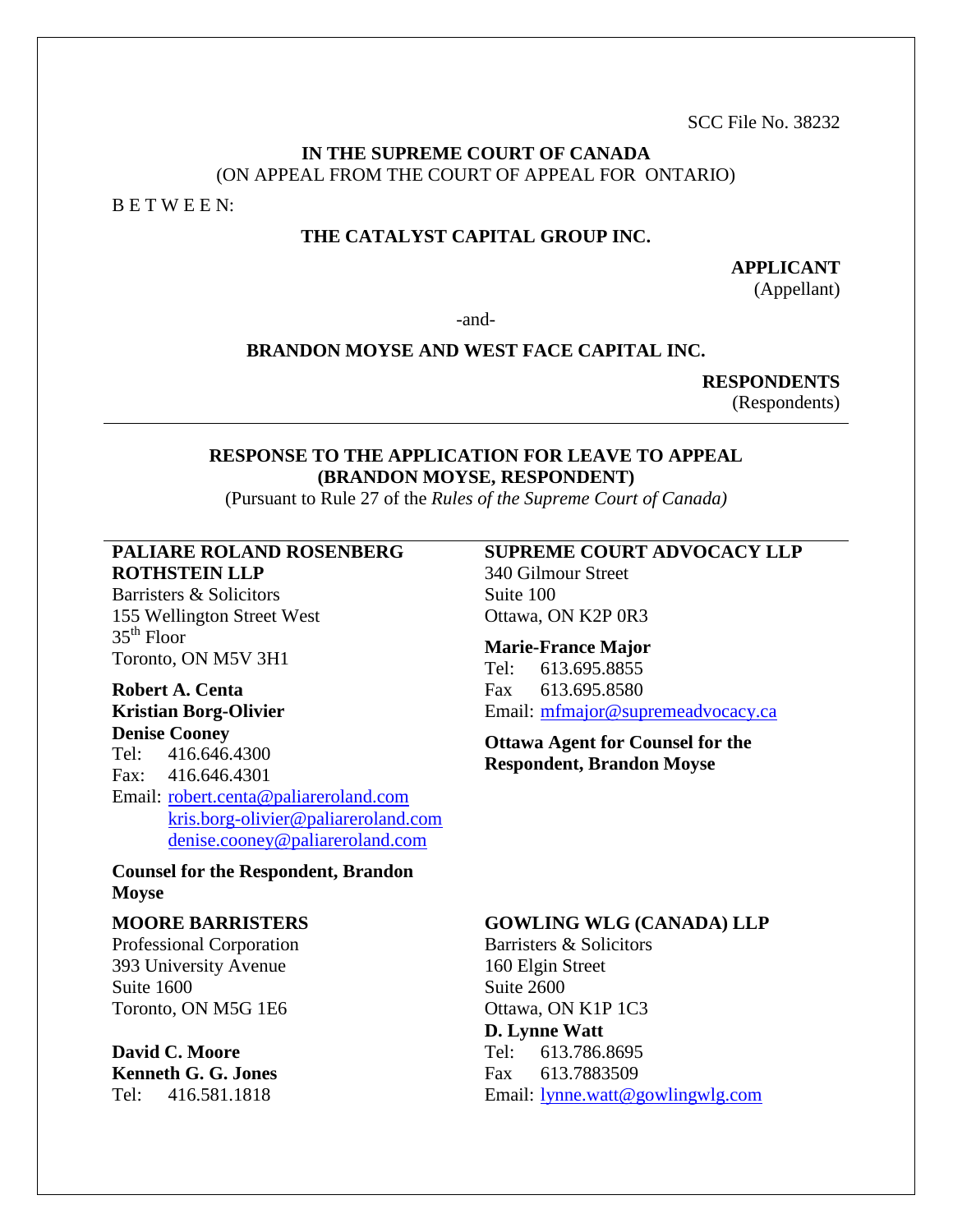SCC File No. 38232

**IN THE SUPREME COURT OF CANADA**
(ON APPEAL FROM THE COURT OF APPEAL FOR ONTARIO)

B E T W E E N:

**THE CATALYST CAPITAL GROUP INC.**

**APPLICANT**
(Appellant)

-and-

**BRANDON MOYSE AND WEST FACE CAPITAL INC.**

**RESPONDENTS**
(Respondents)

---

**RESPONSE TO THE APPLICATION FOR LEAVE TO APPEAL**
**(BRANDON MOYSE, RESPONDENT)**
(Pursuant to Rule 27 of the *Rules of the Supreme Court of Canada)*

---

**PALIARE ROLAND ROSENBERG ROTHSTEIN LLP**
Barristers & Solicitors
155 Wellington Street West
35th Floor
Toronto, ON M5V 3H1

**Robert A. Centa**
**Kristian Borg-Olivier**
**Denise Cooney**
Tel: 416.646.4300
Fax: 416.646.4301
Email: robert.centa@paliareroland.com
kris.borg-olivier@paliareroland.com
denise.cooney@paliareroland.com

**Counsel for the Respondent, Brandon Moyse**

**SUPREME COURT ADVOCACY LLP**
340 Gilmour Street
Suite 100
Ottawa, ON K2P 0R3

**Marie-France Major**
Tel: 613.695.8855
Fax 613.695.8580
Email: mfmajor@supremeadvocacy.ca

**Ottawa Agent for Counsel for the Respondent, Brandon Moyse**

**MOORE BARRISTERS**
Professional Corporation
393 University Avenue
Suite 1600
Toronto, ON M5G 1E6

**David C. Moore**
**Kenneth G. G. Jones**
Tel: 416.581.1818

**GOWLING WLG (CANADA) LLP**
Barristers & Solicitors
160 Elgin Street
Suite 2600
Ottawa, ON K1P 1C3
**D. Lynne Watt**
Tel: 613.786.8695
Fax 613.7883509
Email: lynne.watt@gowlingwlg.com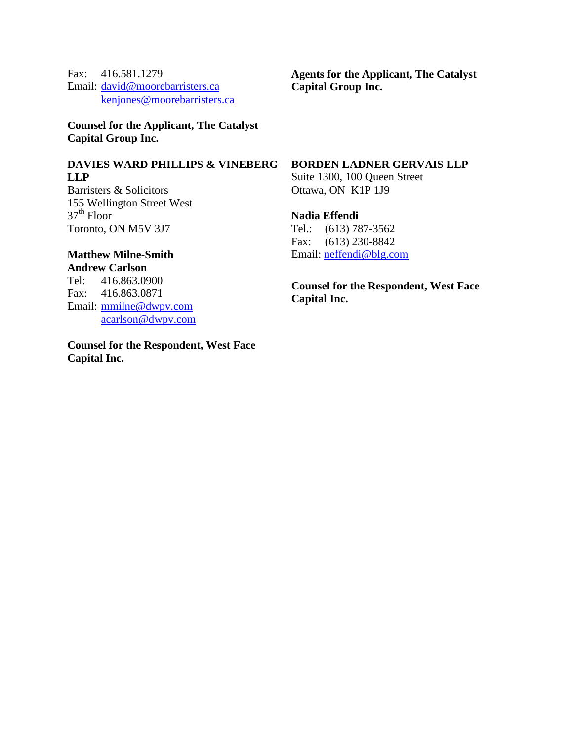Fax: 416.581.1279
Email: david@moorebarristers.ca
kenjones@moorebarristers.ca

**Counsel for the Applicant, The Catalyst Capital Group Inc.**

**Agents for the Applicant, The Catalyst Capital Group Inc.**

**DAVIES WARD PHILLIPS & VINEBERG LLP**
Barristers & Solicitors
155 Wellington Street West
37th Floor
Toronto, ON M5V 3J7

**Matthew Milne-Smith**
**Andrew Carlson**
Tel: 416.863.0900
Fax: 416.863.0871
Email: mmilne@dwpv.com
acarlson@dwpv.com

**Counsel for the Respondent, West Face Capital Inc.**

**BORDEN LADNER GERVAIS LLP**
Suite 1300, 100 Queen Street
Ottawa, ON K1P 1J9

**Nadia Effendi**
Tel.: (613) 787-3562
Fax: (613) 230-8842
Email: neffendi@blg.com

**Counsel for the Respondent, West Face Capital Inc.**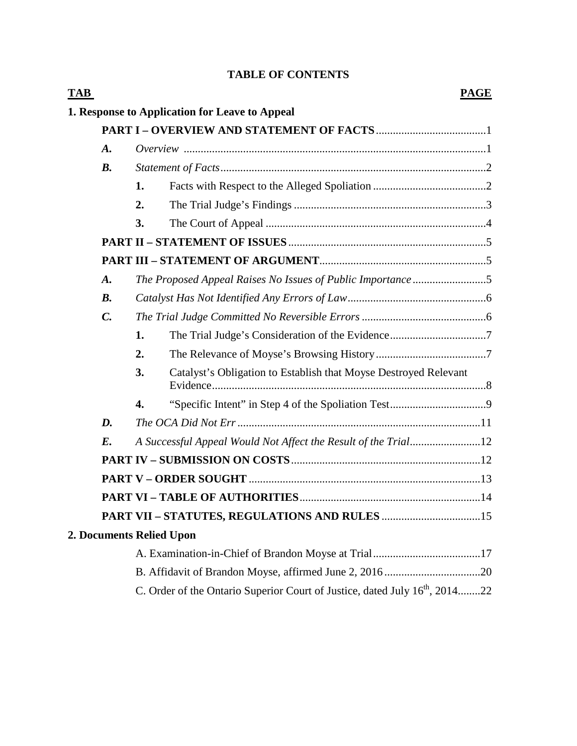# TABLE OF CONTENTS

| TAB | | | PAGE |
|---|---|---|---|
| **1. Response to Application for Leave to Appeal** | | | |
| | **PART I – OVERVIEW AND STATEMENT OF FACTS** | | 1 |
| | ***A.*** | *Overview* | 1 |
| | ***B.*** | *Statement of Facts* | 2 |
| | | **1.** Facts with Respect to the Alleged Spoliation | 2 |
| | | **2.** The Trial Judge's Findings | 3 |
| | | **3.** The Court of Appeal | 4 |
| | **PART II – STATEMENT OF ISSUES** | | 5 |
| | **PART III – STATEMENT OF ARGUMENT** | | 5 |
| | ***A.*** | *The Proposed Appeal Raises No Issues of Public Importance* | 5 |
| | ***B.*** | *Catalyst Has Not Identified Any Errors of Law* | 6 |
| | ***C.*** | *The Trial Judge Committed No Reversible Errors* | 6 |
| | | **1.** The Trial Judge's Consideration of the Evidence | 7 |
| | | **2.** The Relevance of Moyse's Browsing History | 7 |
| | | **3.** Catalyst's Obligation to Establish that Moyse Destroyed Relevant Evidence | 8 |
| | | **4.** "Specific Intent" in Step 4 of the Spoliation Test | 9 |
| | ***D.*** | *The OCA Did Not Err* | 11 |
| | ***E.*** | *A Successful Appeal Would Not Affect the Result of the Trial* | 12 |
| | **PART IV – SUBMISSION ON COSTS** | | 12 |
| | **PART V – ORDER SOUGHT** | | 13 |
| | **PART VI – TABLE OF AUTHORITIES** | | 14 |
| | **PART VII – STATUTES, REGULATIONS AND RULES** | | 15 |
| **2. Documents Relied Upon** | | | |
| | | A. Examination-in-Chief of Brandon Moyse at Trial | 17 |
| | | B. Affidavit of Brandon Moyse, affirmed June 2, 2016 | 20 |
| | | C. Order of the Ontario Superior Court of Justice, dated July 16th, 2014 | 22 |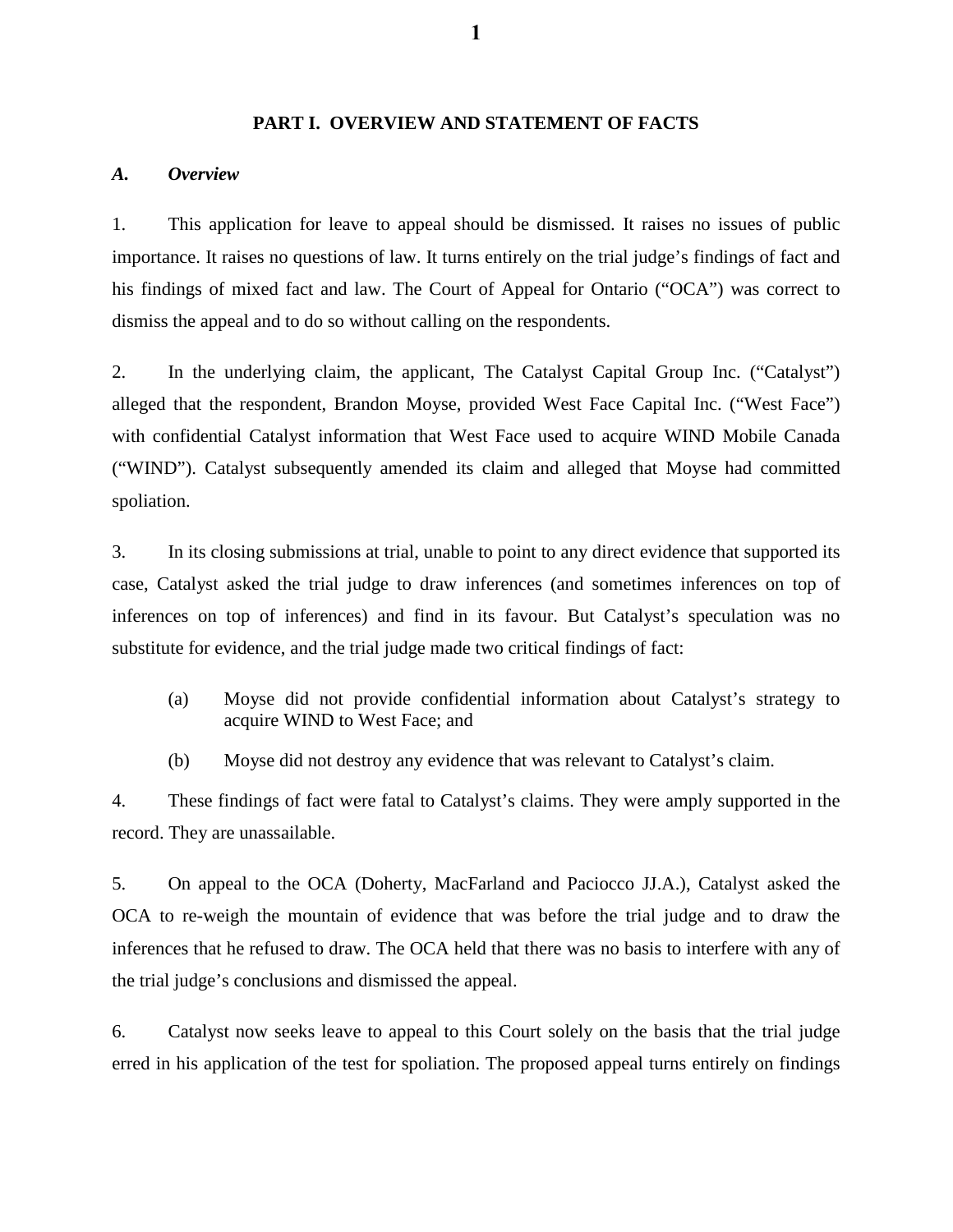## PART I. OVERVIEW AND STATEMENT OF FACTS

### *A. Overview*

1. This application for leave to appeal should be dismissed. It raises no issues of public importance. It raises no questions of law. It turns entirely on the trial judge's findings of fact and his findings of mixed fact and law. The Court of Appeal for Ontario ("OCA") was correct to dismiss the appeal and to do so without calling on the respondents.

2. In the underlying claim, the applicant, The Catalyst Capital Group Inc. ("Catalyst") alleged that the respondent, Brandon Moyse, provided West Face Capital Inc. ("West Face") with confidential Catalyst information that West Face used to acquire WIND Mobile Canada ("WIND"). Catalyst subsequently amended its claim and alleged that Moyse had committed spoliation.

3. In its closing submissions at trial, unable to point to any direct evidence that supported its case, Catalyst asked the trial judge to draw inferences (and sometimes inferences on top of inferences on top of inferences) and find in its favour. But Catalyst's speculation was no substitute for evidence, and the trial judge made two critical findings of fact:

   (a) Moyse did not provide confidential information about Catalyst's strategy to acquire WIND to West Face; and

   (b) Moyse did not destroy any evidence that was relevant to Catalyst's claim.

4. These findings of fact were fatal to Catalyst's claims. They were amply supported in the record. They are unassailable.

5. On appeal to the OCA (Doherty, MacFarland and Paciocco JJ.A.), Catalyst asked the OCA to re-weigh the mountain of evidence that was before the trial judge and to draw the inferences that he refused to draw. The OCA held that there was no basis to interfere with any of the trial judge's conclusions and dismissed the appeal.

6. Catalyst now seeks leave to appeal to this Court solely on the basis that the trial judge erred in his application of the test for spoliation. The proposed appeal turns entirely on findings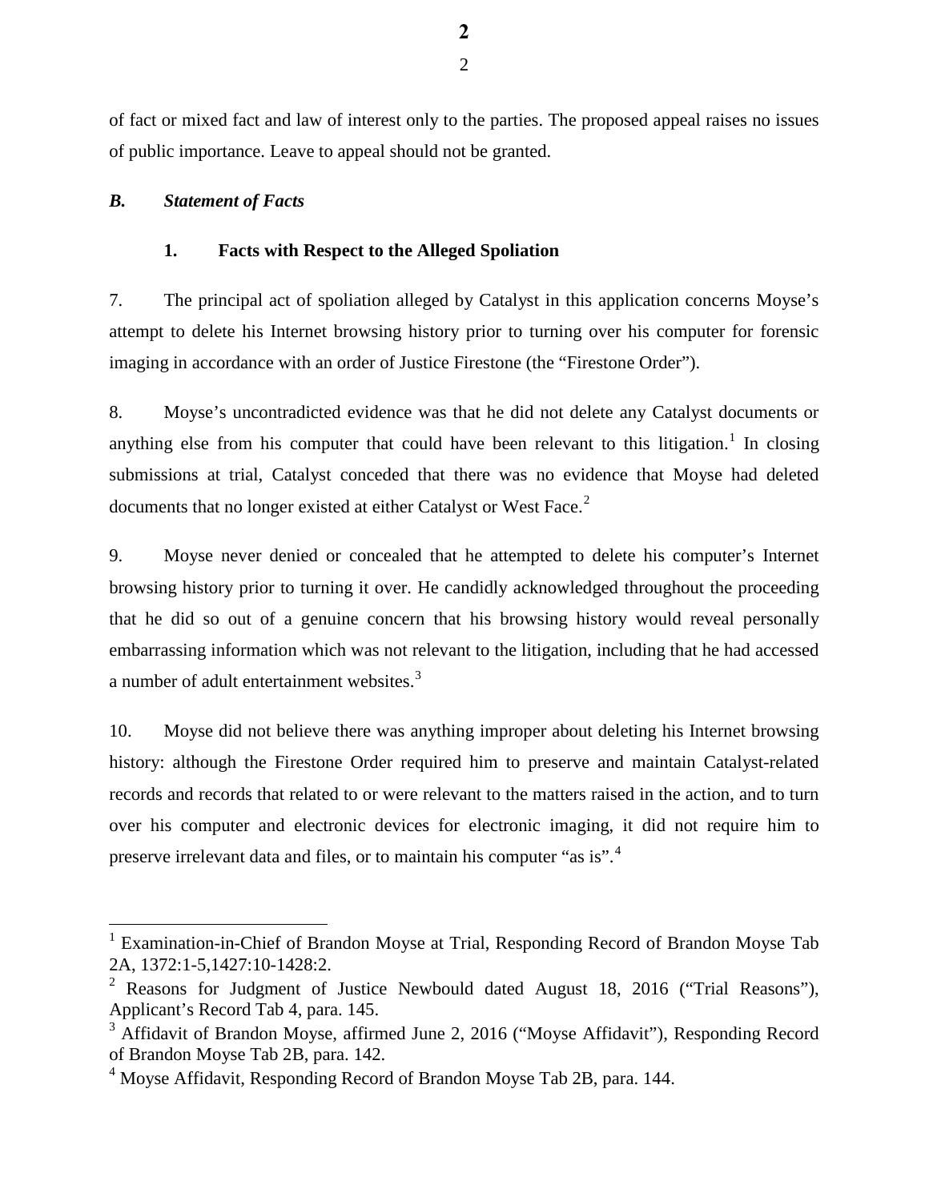of fact or mixed fact and law of interest only to the parties. The proposed appeal raises no issues of public importance. Leave to appeal should not be granted.

### *B. Statement of Facts*

#### 1. Facts with Respect to the Alleged Spoliation

7. The principal act of spoliation alleged by Catalyst in this application concerns Moyse's attempt to delete his Internet browsing history prior to turning over his computer for forensic imaging in accordance with an order of Justice Firestone (the "Firestone Order").

8. Moyse's uncontradicted evidence was that he did not delete any Catalyst documents or anything else from his computer that could have been relevant to this litigation.[1] In closing submissions at trial, Catalyst conceded that there was no evidence that Moyse had deleted documents that no longer existed at either Catalyst or West Face.[2]

9. Moyse never denied or concealed that he attempted to delete his computer's Internet browsing history prior to turning it over. He candidly acknowledged throughout the proceeding that he did so out of a genuine concern that his browsing history would reveal personally embarrassing information which was not relevant to the litigation, including that he had accessed a number of adult entertainment websites.[3]

10. Moyse did not believe there was anything improper about deleting his Internet browsing history: although the Firestone Order required him to preserve and maintain Catalyst-related records and records that related to or were relevant to the matters raised in the action, and to turn over his computer and electronic devices for electronic imaging, it did not require him to preserve irrelevant data and files, or to maintain his computer "as is".[4]

---

[1] Examination-in-Chief of Brandon Moyse at Trial, Responding Record of Brandon Moyse Tab 2A, 1372:1-5,1427:10-1428:2.

[2] Reasons for Judgment of Justice Newbould dated August 18, 2016 ("Trial Reasons"), Applicant's Record Tab 4, para. 145.

[3] Affidavit of Brandon Moyse, affirmed June 2, 2016 ("Moyse Affidavit"), Responding Record of Brandon Moyse Tab 2B, para. 142.

[4] Moyse Affidavit, Responding Record of Brandon Moyse Tab 2B, para. 144.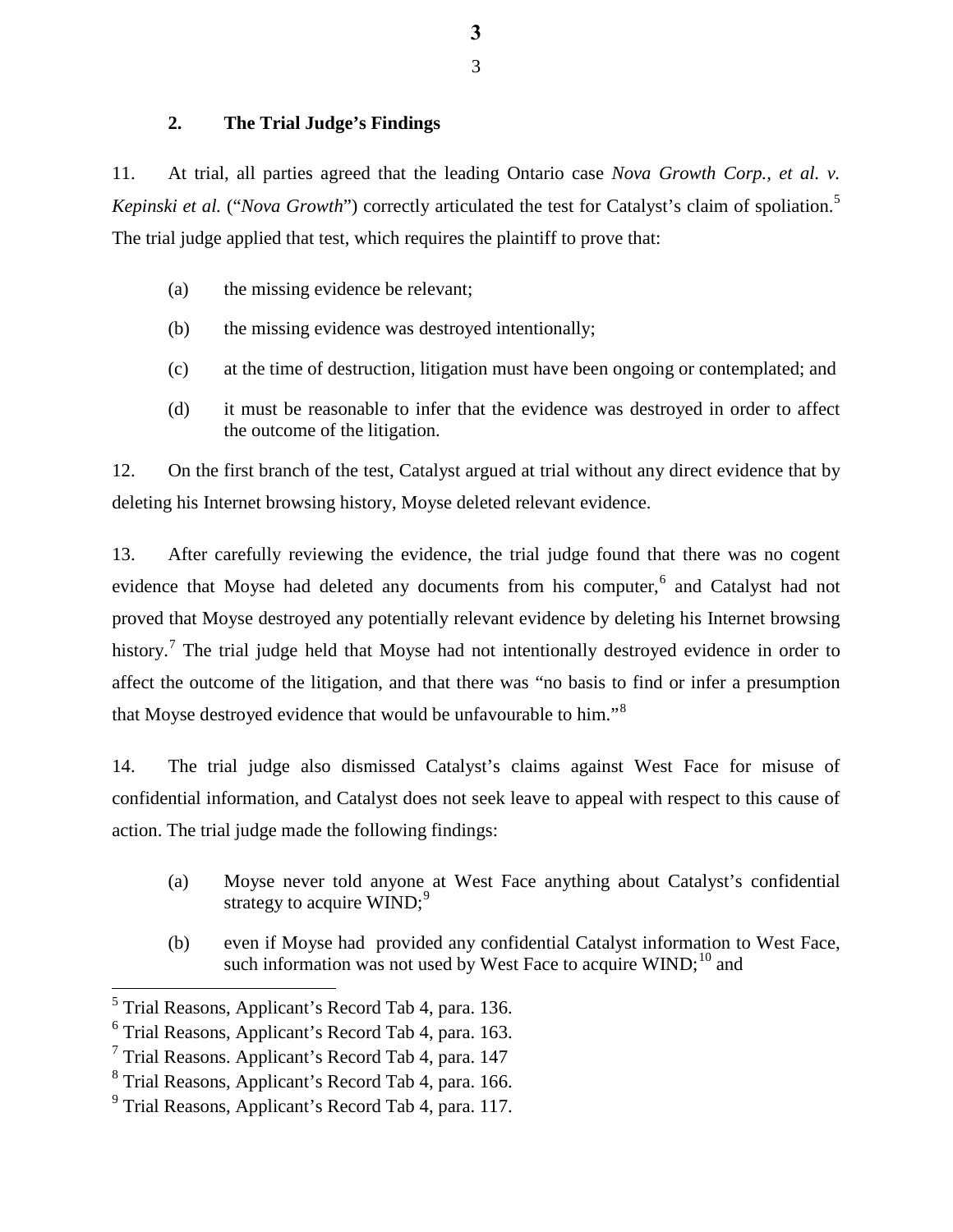### 2. The Trial Judge's Findings

11. At trial, all parties agreed that the leading Ontario case *Nova Growth Corp., et al. v. Kepinski et al.* ("*Nova Growth*") correctly articulated the test for Catalyst's claim of spoliation.[5] The trial judge applied that test, which requires the plaintiff to prove that:

(a) the missing evidence be relevant;

(b) the missing evidence was destroyed intentionally;

(c) at the time of destruction, litigation must have been ongoing or contemplated; and

(d) it must be reasonable to infer that the evidence was destroyed in order to affect the outcome of the litigation.

12. On the first branch of the test, Catalyst argued at trial without any direct evidence that by deleting his Internet browsing history, Moyse deleted relevant evidence.

13. After carefully reviewing the evidence, the trial judge found that there was no cogent evidence that Moyse had deleted any documents from his computer,[6] and Catalyst had not proved that Moyse destroyed any potentially relevant evidence by deleting his Internet browsing history.[7] The trial judge held that Moyse had not intentionally destroyed evidence in order to affect the outcome of the litigation, and that there was "no basis to find or infer a presumption that Moyse destroyed evidence that would be unfavourable to him."[8]

14. The trial judge also dismissed Catalyst's claims against West Face for misuse of confidential information, and Catalyst does not seek leave to appeal with respect to this cause of action. The trial judge made the following findings:

(a) Moyse never told anyone at West Face anything about Catalyst's confidential strategy to acquire WIND;[9]

(b) even if Moyse had provided any confidential Catalyst information to West Face, such information was not used by West Face to acquire WIND;[10] and

---

[5] Trial Reasons, Applicant's Record Tab 4, para. 136.

[6] Trial Reasons, Applicant's Record Tab 4, para. 163.

[7] Trial Reasons. Applicant's Record Tab 4, para. 147

[8] Trial Reasons, Applicant's Record Tab 4, para. 166.

[9] Trial Reasons, Applicant's Record Tab 4, para. 117.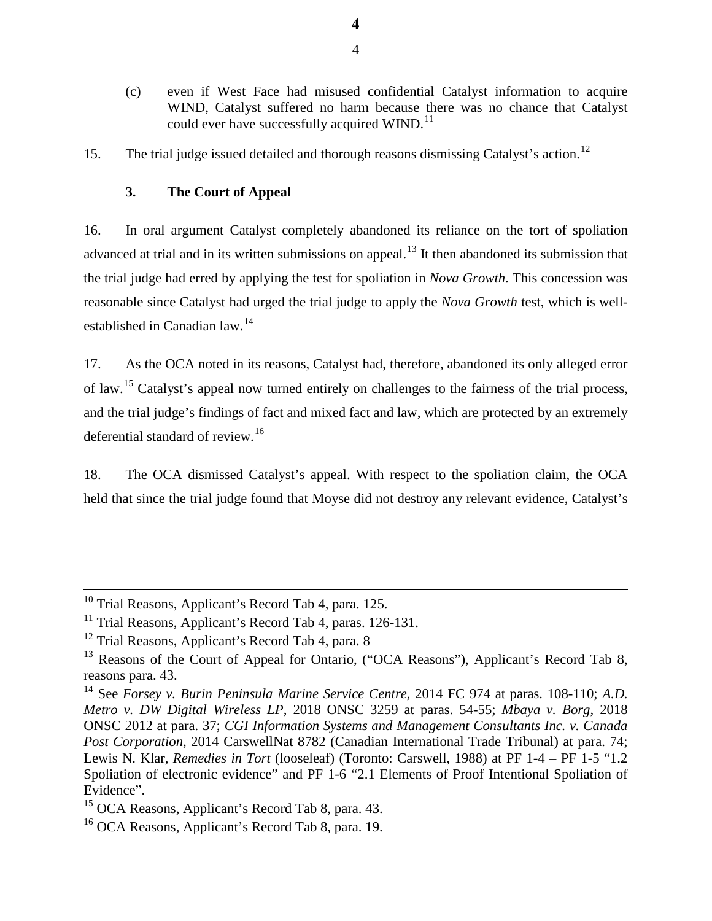(c) even if West Face had misused confidential Catalyst information to acquire WIND, Catalyst suffered no harm because there was no chance that Catalyst could ever have successfully acquired WIND.[11]

15. The trial judge issued detailed and thorough reasons dismissing Catalyst's action.[12]

### 3. The Court of Appeal

16. In oral argument Catalyst completely abandoned its reliance on the tort of spoliation advanced at trial and in its written submissions on appeal.[13] It then abandoned its submission that the trial judge had erred by applying the test for spoliation in *Nova Growth*. This concession was reasonable since Catalyst had urged the trial judge to apply the *Nova Growth* test, which is well-established in Canadian law.[14]

17. As the OCA noted in its reasons, Catalyst had, therefore, abandoned its only alleged error of law.[15] Catalyst's appeal now turned entirely on challenges to the fairness of the trial process, and the trial judge's findings of fact and mixed fact and law, which are protected by an extremely deferential standard of review.[16]

18. The OCA dismissed Catalyst's appeal. With respect to the spoliation claim, the OCA held that since the trial judge found that Moyse did not destroy any relevant evidence, Catalyst's

---

[10] Trial Reasons, Applicant's Record Tab 4, para. 125.

[11] Trial Reasons, Applicant's Record Tab 4, paras. 126-131.

[12] Trial Reasons, Applicant's Record Tab 4, para. 8

[13] Reasons of the Court of Appeal for Ontario, ("OCA Reasons"), Applicant's Record Tab 8, reasons para. 43.

[14] See *Forsey v. Burin Peninsula Marine Service Centre*, 2014 FC 974 at paras. 108-110; *A.D. Metro v. DW Digital Wireless LP*, 2018 ONSC 3259 at paras. 54-55; *Mbaya v. Borg*, 2018 ONSC 2012 at para. 37; *CGI Information Systems and Management Consultants Inc. v. Canada Post Corporation*, 2014 CarswellNat 8782 (Canadian International Trade Tribunal) at para. 74; Lewis N. Klar, *Remedies in Tort* (looseleaf) (Toronto: Carswell, 1988) at PF 1-4 – PF 1-5 "1.2 Spoliation of electronic evidence" and PF 1-6 "2.1 Elements of Proof Intentional Spoliation of Evidence".

[15] OCA Reasons, Applicant's Record Tab 8, para. 43.

[16] OCA Reasons, Applicant's Record Tab 8, para. 19.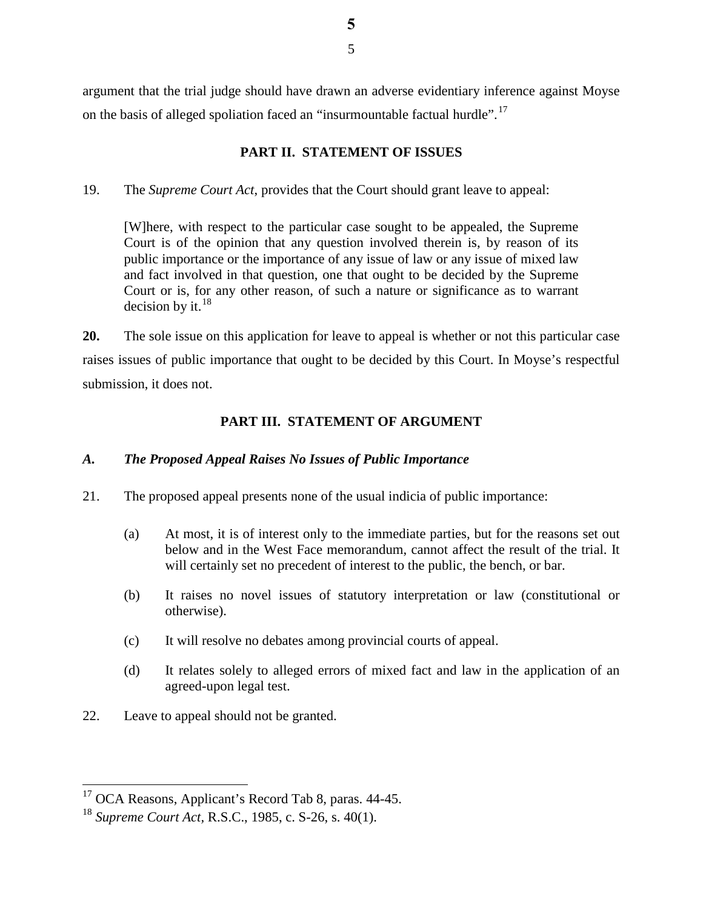argument that the trial judge should have drawn an adverse evidentiary inference against Moyse on the basis of alleged spoliation faced an "insurmountable factual hurdle".[17]

## PART II. STATEMENT OF ISSUES

19. The *Supreme Court Act*, provides that the Court should grant leave to appeal:

> [W]here, with respect to the particular case sought to be appealed, the Supreme Court is of the opinion that any question involved therein is, by reason of its public importance or the importance of any issue of law or any issue of mixed law and fact involved in that question, one that ought to be decided by the Supreme Court or is, for any other reason, of such a nature or significance as to warrant decision by it.[18]

**20.** The sole issue on this application for leave to appeal is whether or not this particular case raises issues of public importance that ought to be decided by this Court. In Moyse's respectful submission, it does not.

## PART III. STATEMENT OF ARGUMENT

### *A. The Proposed Appeal Raises No Issues of Public Importance*

21. The proposed appeal presents none of the usual indicia of public importance:

(a) At most, it is of interest only to the immediate parties, but for the reasons set out below and in the West Face memorandum, cannot affect the result of the trial. It will certainly set no precedent of interest to the public, the bench, or bar.

(b) It raises no novel issues of statutory interpretation or law (constitutional or otherwise).

(c) It will resolve no debates among provincial courts of appeal.

(d) It relates solely to alleged errors of mixed fact and law in the application of an agreed-upon legal test.

22. Leave to appeal should not be granted.

---

[17] OCA Reasons, Applicant's Record Tab 8, paras. 44-45.

[18] *Supreme Court Act*, R.S.C., 1985, c. S-26, s. 40(1).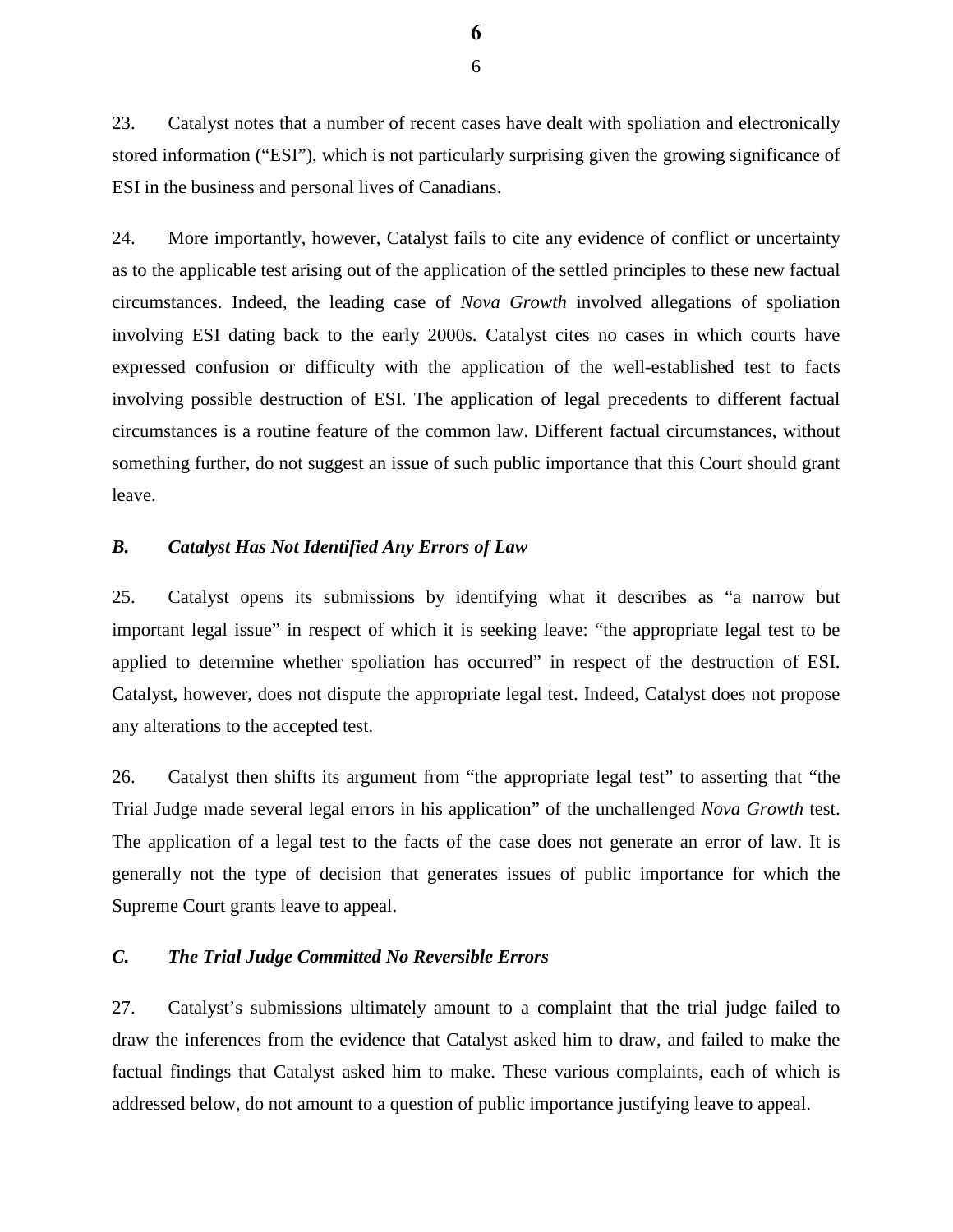23. Catalyst notes that a number of recent cases have dealt with spoliation and electronically stored information ("ESI"), which is not particularly surprising given the growing significance of ESI in the business and personal lives of Canadians.

24. More importantly, however, Catalyst fails to cite any evidence of conflict or uncertainty as to the applicable test arising out of the application of the settled principles to these new factual circumstances. Indeed, the leading case of *Nova Growth* involved allegations of spoliation involving ESI dating back to the early 2000s. Catalyst cites no cases in which courts have expressed confusion or difficulty with the application of the well-established test to facts involving possible destruction of ESI. The application of legal precedents to different factual circumstances is a routine feature of the common law. Different factual circumstances, without something further, do not suggest an issue of such public importance that this Court should grant leave.

### *B. Catalyst Has Not Identified Any Errors of Law*

25. Catalyst opens its submissions by identifying what it describes as "a narrow but important legal issue" in respect of which it is seeking leave: "the appropriate legal test to be applied to determine whether spoliation has occurred" in respect of the destruction of ESI. Catalyst, however, does not dispute the appropriate legal test. Indeed, Catalyst does not propose any alterations to the accepted test.

26. Catalyst then shifts its argument from "the appropriate legal test" to asserting that "the Trial Judge made several legal errors in his application" of the unchallenged *Nova Growth* test. The application of a legal test to the facts of the case does not generate an error of law. It is generally not the type of decision that generates issues of public importance for which the Supreme Court grants leave to appeal.

### *C. The Trial Judge Committed No Reversible Errors*

27. Catalyst's submissions ultimately amount to a complaint that the trial judge failed to draw the inferences from the evidence that Catalyst asked him to draw, and failed to make the factual findings that Catalyst asked him to make. These various complaints, each of which is addressed below, do not amount to a question of public importance justifying leave to appeal.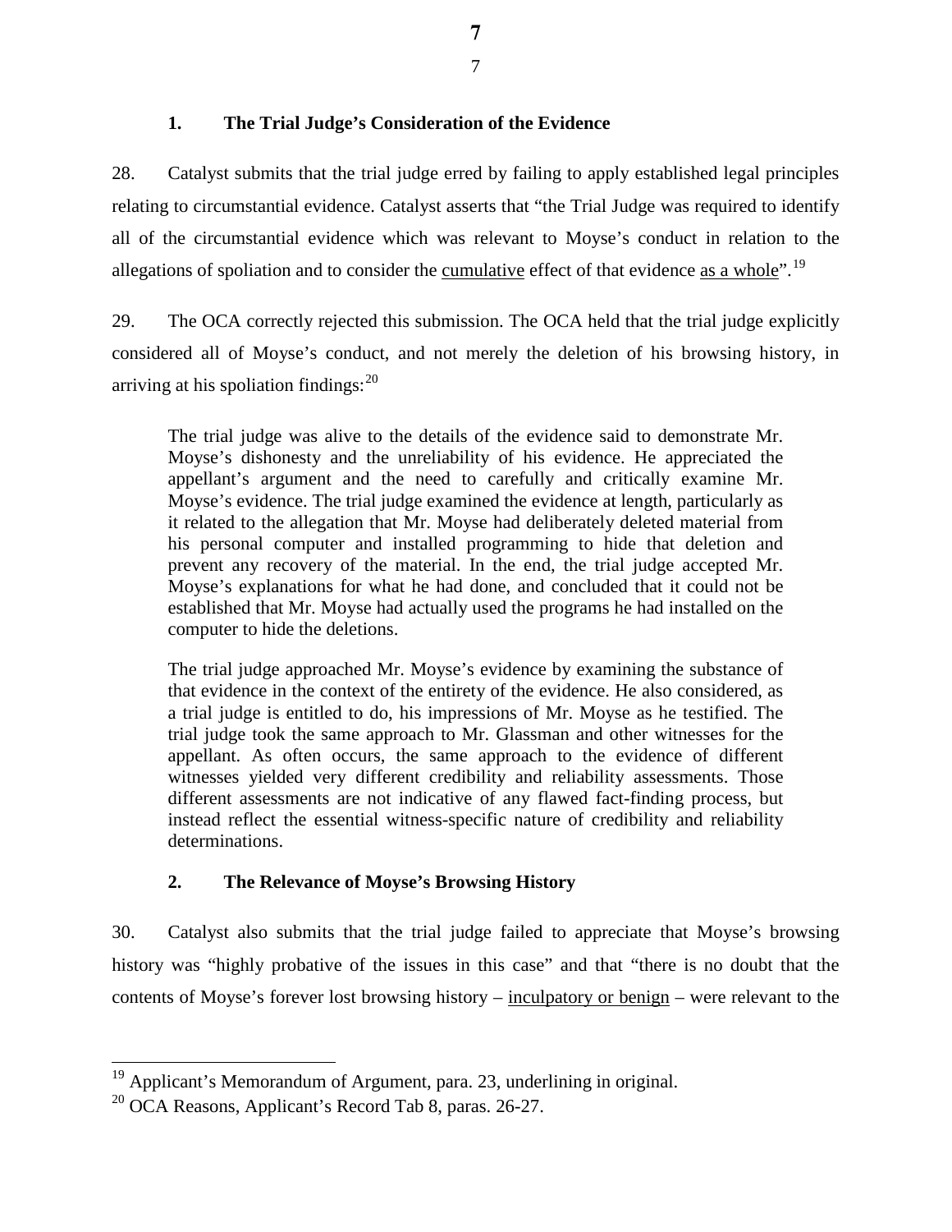### 1. The Trial Judge's Consideration of the Evidence

28. Catalyst submits that the trial judge erred by failing to apply established legal principles relating to circumstantial evidence. Catalyst asserts that "the Trial Judge was required to identify all of the circumstantial evidence which was relevant to Moyse's conduct in relation to the allegations of spoliation and to consider the <u>cumulative</u> effect of that evidence <u>as a whole</u>".[19]

29. The OCA correctly rejected this submission. The OCA held that the trial judge explicitly considered all of Moyse's conduct, and not merely the deletion of his browsing history, in arriving at his spoliation findings:[20]

> The trial judge was alive to the details of the evidence said to demonstrate Mr. Moyse's dishonesty and the unreliability of his evidence. He appreciated the appellant's argument and the need to carefully and critically examine Mr. Moyse's evidence. The trial judge examined the evidence at length, particularly as it related to the allegation that Mr. Moyse had deliberately deleted material from his personal computer and installed programming to hide that deletion and prevent any recovery of the material. In the end, the trial judge accepted Mr. Moyse's explanations for what he had done, and concluded that it could not be established that Mr. Moyse had actually used the programs he had installed on the computer to hide the deletions.
>
> The trial judge approached Mr. Moyse's evidence by examining the substance of that evidence in the context of the entirety of the evidence. He also considered, as a trial judge is entitled to do, his impressions of Mr. Moyse as he testified. The trial judge took the same approach to Mr. Glassman and other witnesses for the appellant. As often occurs, the same approach to the evidence of different witnesses yielded very different credibility and reliability assessments. Those different assessments are not indicative of any flawed fact-finding process, but instead reflect the essential witness-specific nature of credibility and reliability determinations.

### 2. The Relevance of Moyse's Browsing History

30. Catalyst also submits that the trial judge failed to appreciate that Moyse's browsing history was "highly probative of the issues in this case" and that "there is no doubt that the contents of Moyse's forever lost browsing history – <u>inculpatory or benign</u> – were relevant to the

---

[19] Applicant's Memorandum of Argument, para. 23, underlining in original.

[20] OCA Reasons, Applicant's Record Tab 8, paras. 26-27.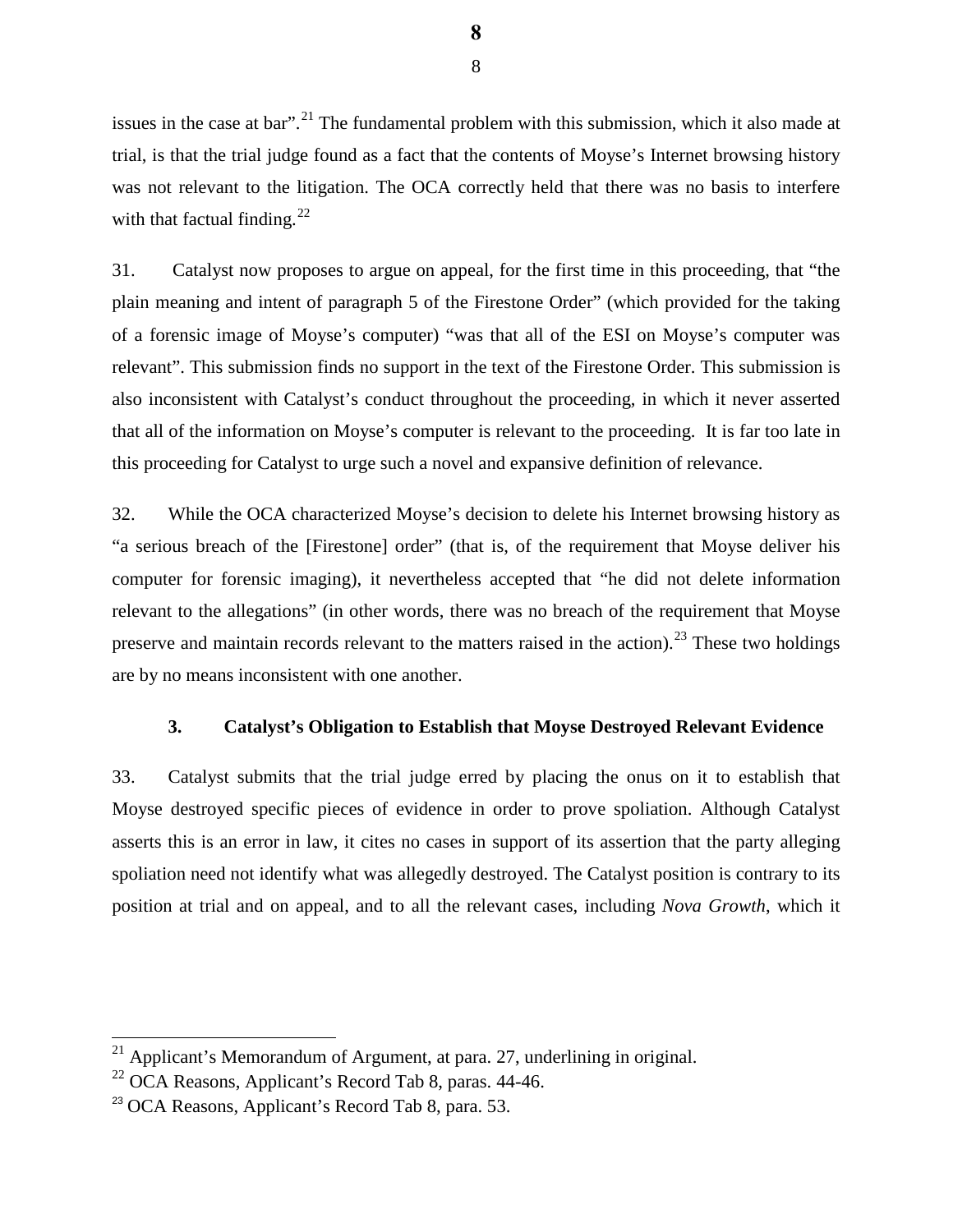issues in the case at bar".[21] The fundamental problem with this submission, which it also made at trial, is that the trial judge found as a fact that the contents of Moyse's Internet browsing history was not relevant to the litigation. The OCA correctly held that there was no basis to interfere with that factual finding.[22]

31. Catalyst now proposes to argue on appeal, for the first time in this proceeding, that "the plain meaning and intent of paragraph 5 of the Firestone Order" (which provided for the taking of a forensic image of Moyse's computer) "was that all of the ESI on Moyse's computer was relevant". This submission finds no support in the text of the Firestone Order. This submission is also inconsistent with Catalyst's conduct throughout the proceeding, in which it never asserted that all of the information on Moyse's computer is relevant to the proceeding. It is far too late in this proceeding for Catalyst to urge such a novel and expansive definition of relevance.

32. While the OCA characterized Moyse's decision to delete his Internet browsing history as "a serious breach of the [Firestone] order" (that is, of the requirement that Moyse deliver his computer for forensic imaging), it nevertheless accepted that "he did not delete information relevant to the allegations" (in other words, there was no breach of the requirement that Moyse preserve and maintain records relevant to the matters raised in the action).[23] These two holdings are by no means inconsistent with one another.

### 3. Catalyst's Obligation to Establish that Moyse Destroyed Relevant Evidence

33. Catalyst submits that the trial judge erred by placing the onus on it to establish that Moyse destroyed specific pieces of evidence in order to prove spoliation. Although Catalyst asserts this is an error in law, it cites no cases in support of its assertion that the party alleging spoliation need not identify what was allegedly destroyed. The Catalyst position is contrary to its position at trial and on appeal, and to all the relevant cases, including *Nova Growth*, which it

---

[21] Applicant's Memorandum of Argument, at para. 27, underlining in original.

[22] OCA Reasons, Applicant's Record Tab 8, paras. 44-46.

[23] OCA Reasons, Applicant's Record Tab 8, para. 53.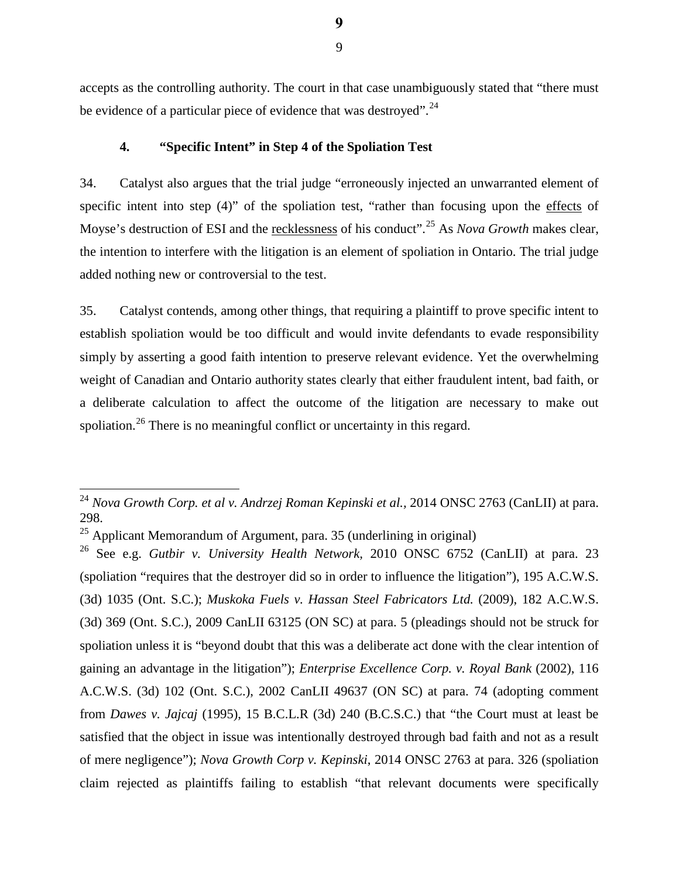accepts as the controlling authority. The court in that case unambiguously stated that "there must be evidence of a particular piece of evidence that was destroyed".[24]

### 4. "Specific Intent" in Step 4 of the Spoliation Test

34. Catalyst also argues that the trial judge "erroneously injected an unwarranted element of specific intent into step (4)" of the spoliation test, "rather than focusing upon the effects of Moyse's destruction of ESI and the recklessness of his conduct".[25] As *Nova Growth* makes clear, the intention to interfere with the litigation is an element of spoliation in Ontario. The trial judge added nothing new or controversial to the test.

35. Catalyst contends, among other things, that requiring a plaintiff to prove specific intent to establish spoliation would be too difficult and would invite defendants to evade responsibility simply by asserting a good faith intention to preserve relevant evidence. Yet the overwhelming weight of Canadian and Ontario authority states clearly that either fraudulent intent, bad faith, or a deliberate calculation to affect the outcome of the litigation are necessary to make out spoliation.[26] There is no meaningful conflict or uncertainty in this regard.

---

[24] *Nova Growth Corp. et al v. Andrzej Roman Kepinski et al.*, 2014 ONSC 2763 (CanLII) at para. 298.

[25] Applicant Memorandum of Argument, para. 35 (underlining in original)

[26] See e.g. *Gutbir v. University Health Network*, 2010 ONSC 6752 (CanLII) at para. 23 (spoliation "requires that the destroyer did so in order to influence the litigation"), 195 A.C.W.S. (3d) 1035 (Ont. S.C.); *Muskoka Fuels v. Hassan Steel Fabricators Ltd.* (2009), 182 A.C.W.S. (3d) 369 (Ont. S.C.), 2009 CanLII 63125 (ON SC) at para. 5 (pleadings should not be struck for spoliation unless it is "beyond doubt that this was a deliberate act done with the clear intention of gaining an advantage in the litigation"); *Enterprise Excellence Corp. v. Royal Bank* (2002), 116 A.C.W.S. (3d) 102 (Ont. S.C.), 2002 CanLII 49637 (ON SC) at para. 74 (adopting comment from *Dawes v. Jajcaj* (1995), 15 B.C.L.R (3d) 240 (B.C.S.C.) that "the Court must at least be satisfied that the object in issue was intentionally destroyed through bad faith and not as a result of mere negligence"); *Nova Growth Corp v. Kepinski*, 2014 ONSC 2763 at para. 326 (spoliation claim rejected as plaintiffs failing to establish "that relevant documents were specifically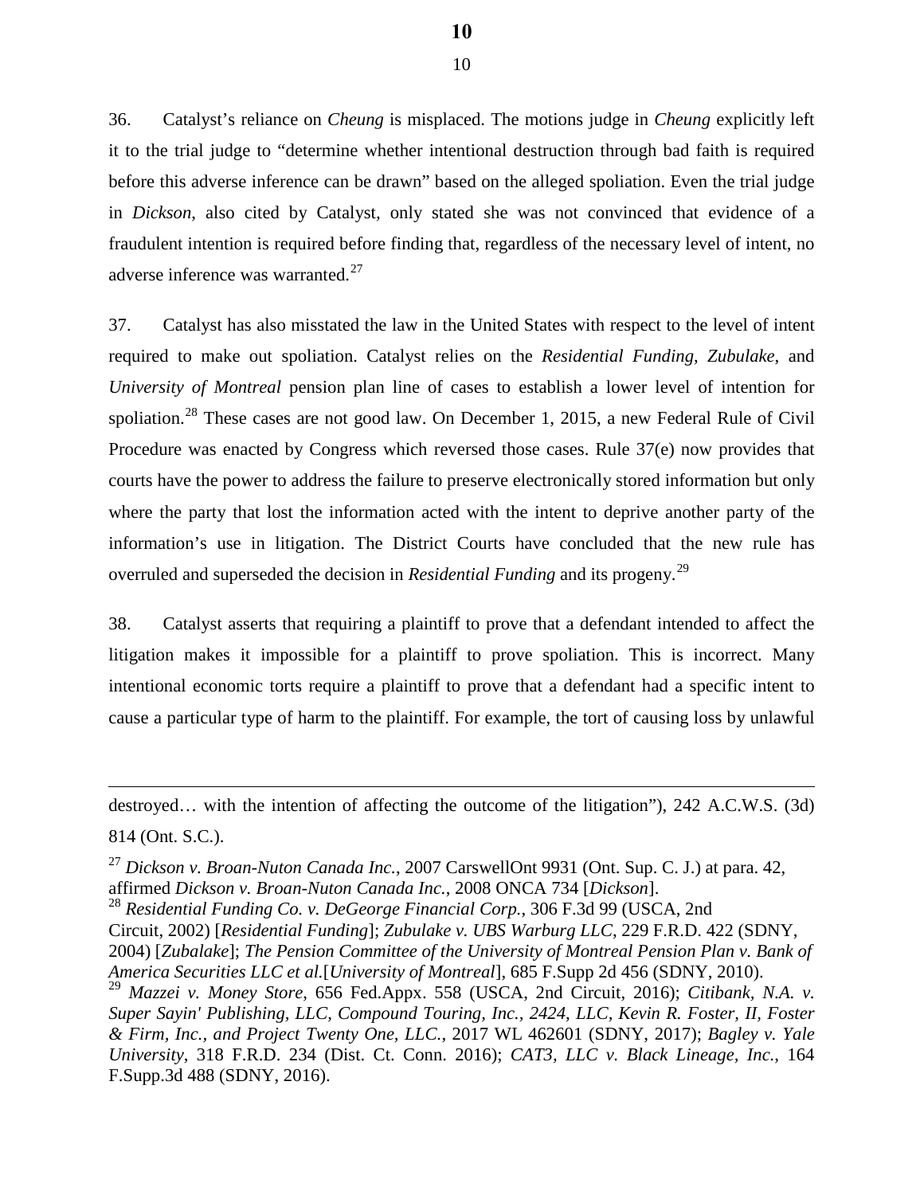36. Catalyst's reliance on *Cheung* is misplaced. The motions judge in *Cheung* explicitly left it to the trial judge to "determine whether intentional destruction through bad faith is required before this adverse inference can be drawn" based on the alleged spoliation. Even the trial judge in *Dickson*, also cited by Catalyst, only stated she was not convinced that evidence of a fraudulent intention is required before finding that, regardless of the necessary level of intent, no adverse inference was warranted.[27]

37. Catalyst has also misstated the law in the United States with respect to the level of intent required to make out spoliation. Catalyst relies on the *Residential Funding*, *Zubulake*, and *University of Montreal* pension plan line of cases to establish a lower level of intention for spoliation.[28] These cases are not good law. On December 1, 2015, a new Federal Rule of Civil Procedure was enacted by Congress which reversed those cases. Rule 37(e) now provides that courts have the power to address the failure to preserve electronically stored information but only where the party that lost the information acted with the intent to deprive another party of the information's use in litigation. The District Courts have concluded that the new rule has overruled and superseded the decision in *Residential Funding* and its progeny.[29]

38. Catalyst asserts that requiring a plaintiff to prove that a defendant intended to affect the litigation makes it impossible for a plaintiff to prove spoliation. This is incorrect. Many intentional economic torts require a plaintiff to prove that a defendant had a specific intent to cause a particular type of harm to the plaintiff. For example, the tort of causing loss by unlawful

---

destroyed… with the intention of affecting the outcome of the litigation"), 242 A.C.W.S. (3d) 814 (Ont. S.C.).

[27] *Dickson v. Broan-Nuton Canada Inc.*, 2007 CarswellOnt 9931 (Ont. Sup. C. J.) at para. 42, affirmed *Dickson v. Broan-Nuton Canada Inc.*, 2008 ONCA 734 [*Dickson*].

[28] *Residential Funding Co. v. DeGeorge Financial Corp.*, 306 F.3d 99 (USCA, 2nd Circuit, 2002) [*Residential Funding*]; *Zubulake v. UBS Warburg LLC*, 229 F.R.D. 422 (SDNY, 2004) [*Zubalake*]; *The Pension Committee of the University of Montreal Pension Plan v. Bank of America Securities LLC et al.*[*University of Montreal*], 685 F.Supp 2d 456 (SDNY, 2010).

[29] *Mazzei v. Money Store*, 656 Fed.Appx. 558 (USCA, 2nd Circuit, 2016); *Citibank, N.A. v. Super Sayin' Publishing, LLC, Compound Touring, Inc., 2424, LLC, Kevin R. Foster, II, Foster & Firm, Inc., and Project Twenty One, LLC.*, 2017 WL 462601 (SDNY, 2017); *Bagley v. Yale University*, 318 F.R.D. 234 (Dist. Ct. Conn. 2016); *CAT3, LLC v. Black Lineage, Inc.*, 164 F.Supp.3d 488 (SDNY, 2016).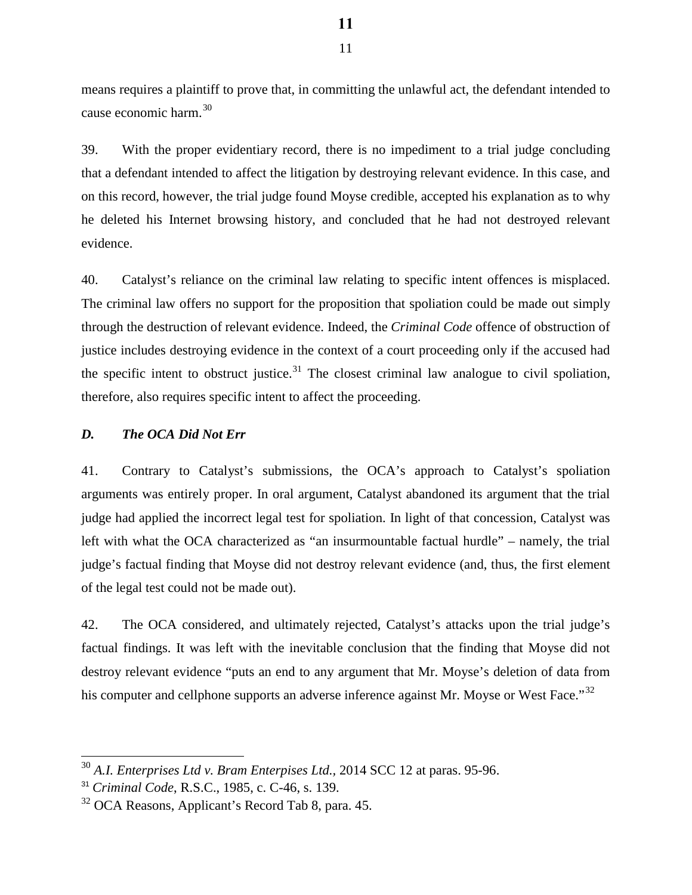means requires a plaintiff to prove that, in committing the unlawful act, the defendant intended to cause economic harm.[30]

39. With the proper evidentiary record, there is no impediment to a trial judge concluding that a defendant intended to affect the litigation by destroying relevant evidence. In this case, and on this record, however, the trial judge found Moyse credible, accepted his explanation as to why he deleted his Internet browsing history, and concluded that he had not destroyed relevant evidence.

40. Catalyst's reliance on the criminal law relating to specific intent offences is misplaced. The criminal law offers no support for the proposition that spoliation could be made out simply through the destruction of relevant evidence. Indeed, the *Criminal Code* offence of obstruction of justice includes destroying evidence in the context of a court proceeding only if the accused had the specific intent to obstruct justice.[31] The closest criminal law analogue to civil spoliation, therefore, also requires specific intent to affect the proceeding.

### *D. The OCA Did Not Err*

41. Contrary to Catalyst's submissions, the OCA's approach to Catalyst's spoliation arguments was entirely proper. In oral argument, Catalyst abandoned its argument that the trial judge had applied the incorrect legal test for spoliation. In light of that concession, Catalyst was left with what the OCA characterized as "an insurmountable factual hurdle" – namely, the trial judge's factual finding that Moyse did not destroy relevant evidence (and, thus, the first element of the legal test could not be made out).

42. The OCA considered, and ultimately rejected, Catalyst's attacks upon the trial judge's factual findings. It was left with the inevitable conclusion that the finding that Moyse did not destroy relevant evidence "puts an end to any argument that Mr. Moyse's deletion of data from his computer and cellphone supports an adverse inference against Mr. Moyse or West Face."[32]

---

[30] *A.I. Enterprises Ltd v. Bram Enterprises Ltd.*, 2014 SCC 12 at paras. 95-96.

[31] *Criminal Code*, R.S.C., 1985, c. C-46, s. 139.

[32] OCA Reasons, Applicant's Record Tab 8, para. 45.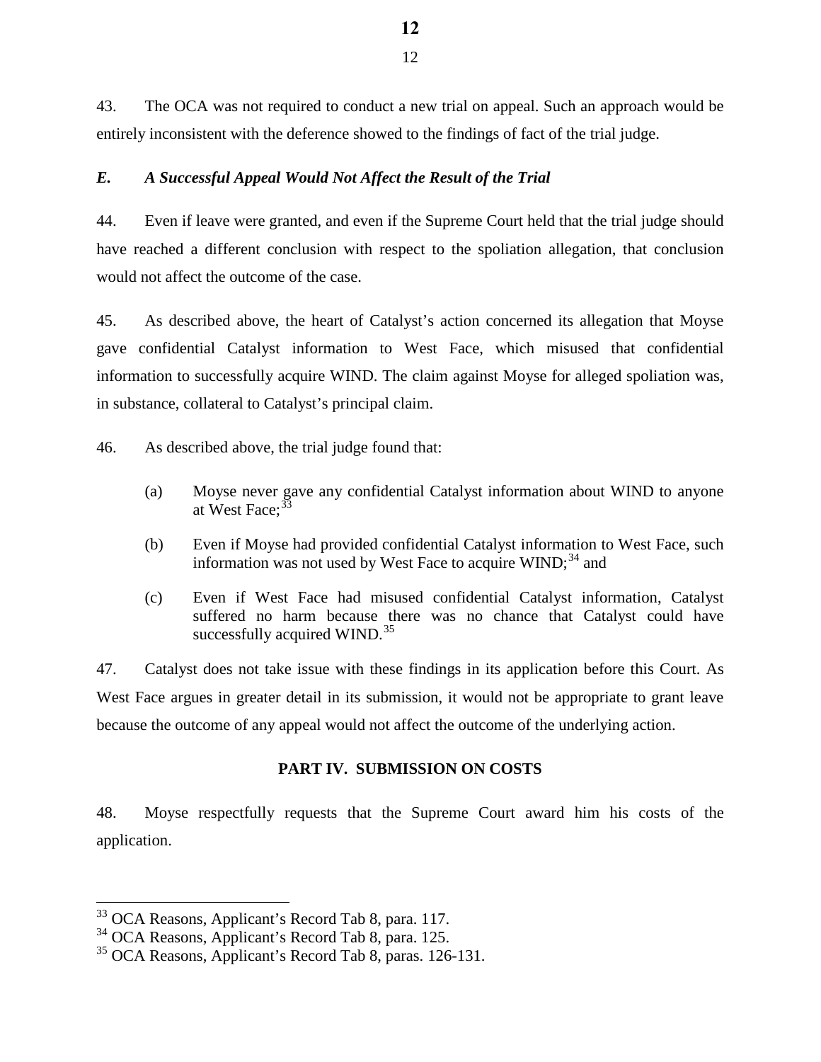43. The OCA was not required to conduct a new trial on appeal. Such an approach would be entirely inconsistent with the deference showed to the findings of fact of the trial judge.

### *E. A Successful Appeal Would Not Affect the Result of the Trial*

44. Even if leave were granted, and even if the Supreme Court held that the trial judge should have reached a different conclusion with respect to the spoliation allegation, that conclusion would not affect the outcome of the case.

45. As described above, the heart of Catalyst's action concerned its allegation that Moyse gave confidential Catalyst information to West Face, which misused that confidential information to successfully acquire WIND. The claim against Moyse for alleged spoliation was, in substance, collateral to Catalyst's principal claim.

46. As described above, the trial judge found that:

(a) Moyse never gave any confidential Catalyst information about WIND to anyone at West Face;[33]

(b) Even if Moyse had provided confidential Catalyst information to West Face, such information was not used by West Face to acquire WIND;[34] and

(c) Even if West Face had misused confidential Catalyst information, Catalyst suffered no harm because there was no chance that Catalyst could have successfully acquired WIND.[35]

47. Catalyst does not take issue with these findings in its application before this Court. As West Face argues in greater detail in its submission, it would not be appropriate to grant leave because the outcome of any appeal would not affect the outcome of the underlying action.

## PART IV. SUBMISSION ON COSTS

48. Moyse respectfully requests that the Supreme Court award him his costs of the application.

---

[33] OCA Reasons, Applicant's Record Tab 8, para. 117.
[34] OCA Reasons, Applicant's Record Tab 8, para. 125.
[35] OCA Reasons, Applicant's Record Tab 8, paras. 126-131.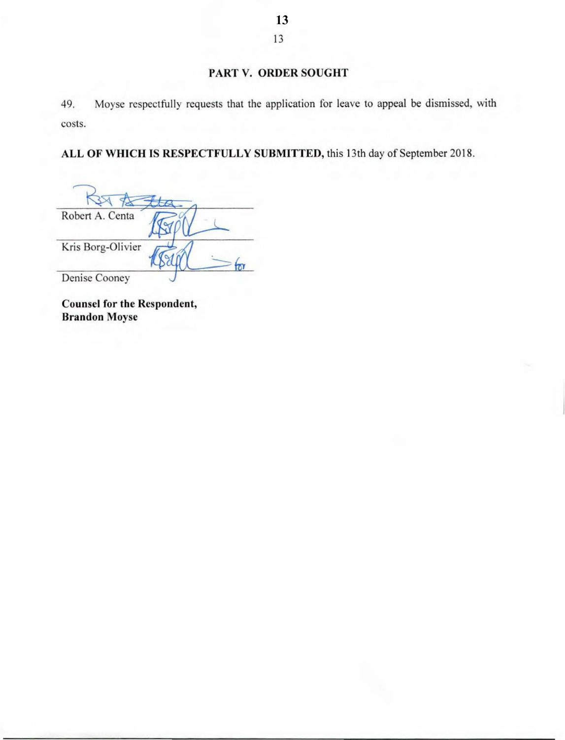## PART V. ORDER SOUGHT

49. Moyse respectfully requests that the application for leave to appeal be dismissed, with costs.

**ALL OF WHICH IS RESPECTFULLY SUBMITTED,** this 13th day of September 2018.

Robert A. Centa

Kris Borg-Olivier

Denise Cooney

**Counsel for the Respondent,**
**Brandon Moyse**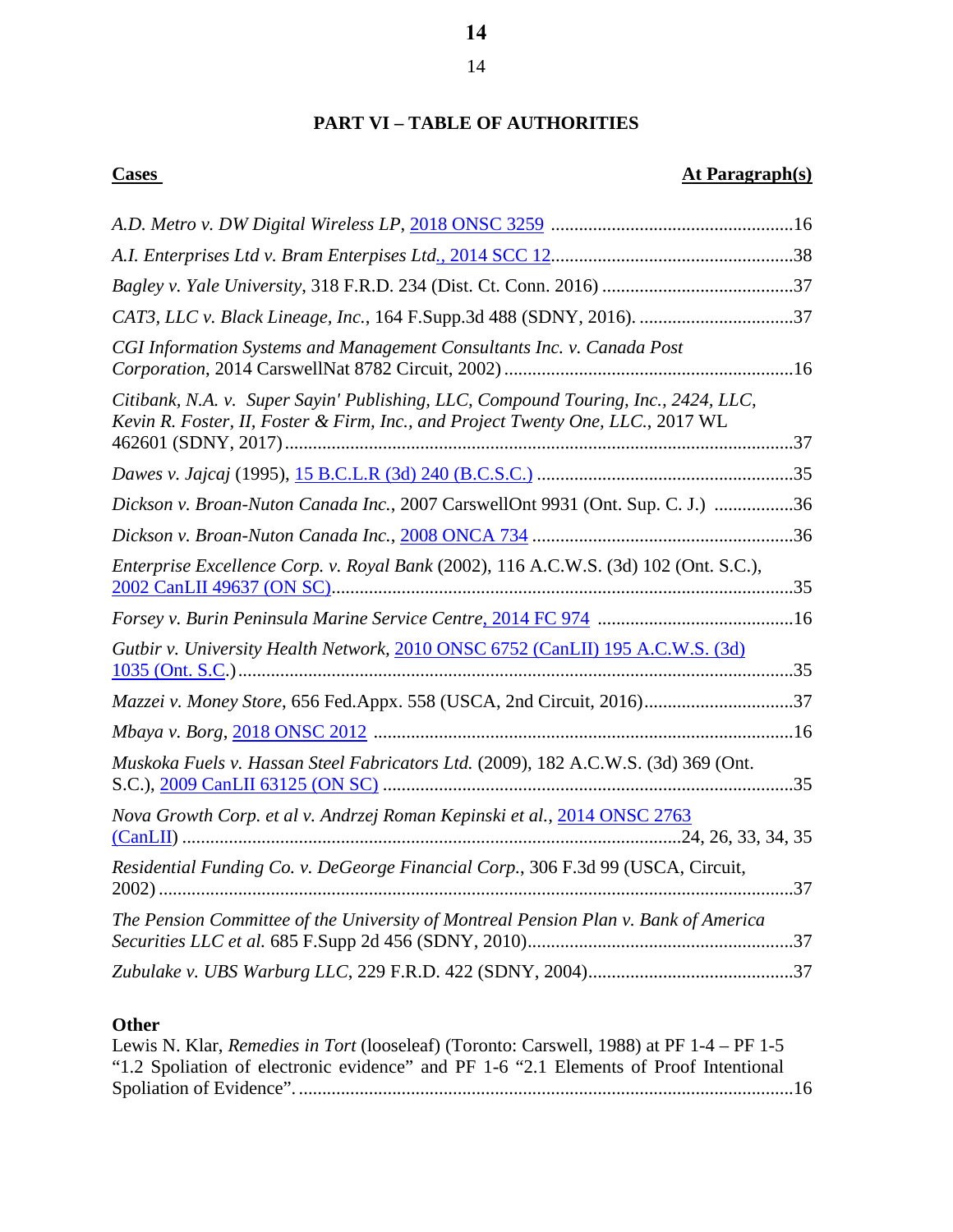## PART VI – TABLE OF AUTHORITIES

| Cases | At Paragraph(s) |
|---|---|
| *A.D. Metro v. DW Digital Wireless LP*, 2018 ONSC 3259 | 16 |
| *A.I. Enterprises Ltd v. Bram Enterpises Ltd.*, 2014 SCC 12 | 38 |
| *Bagley v. Yale University*, 318 F.R.D. 234 (Dist. Ct. Conn. 2016) | 37 |
| *CAT3, LLC v. Black Lineage, Inc.*, 164 F.Supp.3d 488 (SDNY, 2016). | 37 |
| *CGI Information Systems and Management Consultants Inc. v. Canada Post Corporation*, 2014 CarswellNat 8782 Circuit, 2002) | 16 |
| *Citibank, N.A. v. Super Sayin' Publishing, LLC, Compound Touring, Inc., 2424, LLC, Kevin R. Foster, II, Foster & Firm, Inc., and Project Twenty One, LLC.*, 2017 WL 462601 (SDNY, 2017) | 37 |
| *Dawes v. Jajcaj* (1995), 15 B.C.L.R (3d) 240 (B.C.S.C.) | 35 |
| *Dickson v. Broan-Nuton Canada Inc.*, 2007 CarswellOnt 9931 (Ont. Sup. C. J.) | 36 |
| *Dickson v. Broan-Nuton Canada Inc.*, 2008 ONCA 734 | 36 |
| *Enterprise Excellence Corp. v. Royal Bank* (2002), 116 A.C.W.S. (3d) 102 (Ont. S.C.), 2002 CanLII 49637 (ON SC) | 35 |
| *Forsey v. Burin Peninsula Marine Service Centre*, 2014 FC 974 | 16 |
| *Gutbir v. University Health Network*, 2010 ONSC 6752 (CanLII) 195 A.C.W.S. (3d) 1035 (Ont. S.C.) | 35 |
| *Mazzei v. Money Store*, 656 Fed.Appx. 558 (USCA, 2nd Circuit, 2016) | 37 |
| *Mbaya v. Borg*, 2018 ONSC 2012 | 16 |
| *Muskoka Fuels v. Hassan Steel Fabricators Ltd.* (2009), 182 A.C.W.S. (3d) 369 (Ont. S.C.), 2009 CanLII 63125 (ON SC) | 35 |
| *Nova Growth Corp. et al v. Andrzej Roman Kepinski et al.*, 2014 ONSC 2763 (CanLII) | 24, 26, 33, 34, 35 |
| *Residential Funding Co. v. DeGeorge Financial Corp.*, 306 F.3d 99 (USCA, Circuit, 2002) | 37 |
| *The Pension Committee of the University of Montreal Pension Plan v. Bank of America Securities LLC et al.* 685 F.Supp 2d 456 (SDNY, 2010) | 37 |
| *Zubulake v. UBS Warburg LLC*, 229 F.R.D. 422 (SDNY, 2004) | 37 |

**Other**

| | |
|---|---|
| Lewis N. Klar, *Remedies in Tort* (looseleaf) (Toronto: Carswell, 1988) at PF 1-4 – PF 1-5 "1.2 Spoliation of electronic evidence" and PF 1-6 "2.1 Elements of Proof Intentional Spoliation of Evidence". | 16 |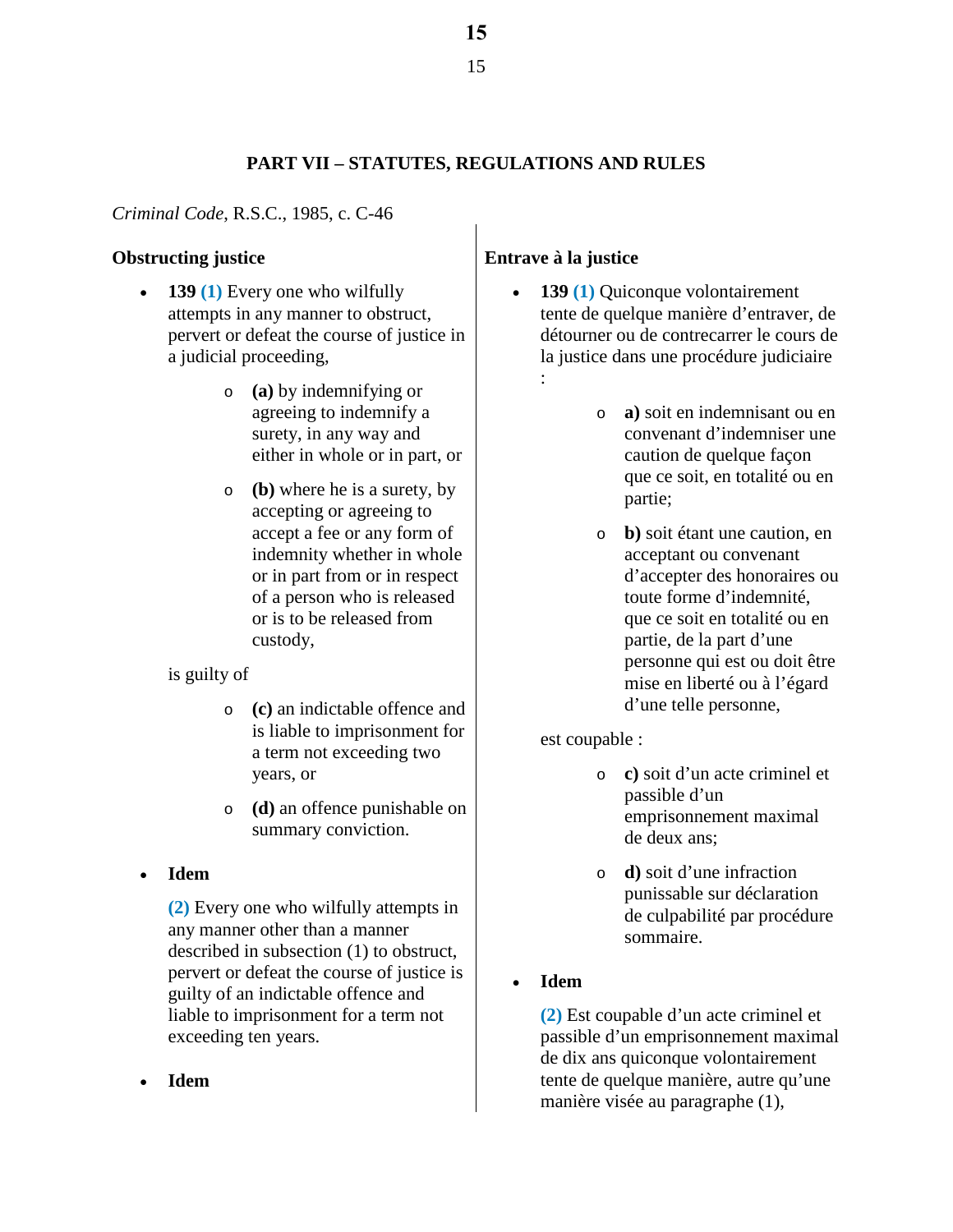## PART VII – STATUTES, REGULATIONS AND RULES

*Criminal Code*, R.S.C., 1985, c. C-46

**Obstructing justice**

- **139 (1)** Every one who wilfully attempts in any manner to obstruct, pervert or defeat the course of justice in a judicial proceeding,
  - **(a)** by indemnifying or agreeing to indemnify a surety, in any way and either in whole or in part, or
  - **(b)** where he is a surety, by accepting or agreeing to accept a fee or any form of indemnity whether in whole or in part from or in respect of a person who is released or is to be released from custody,

  is guilty of

  - **(c)** an indictable offence and is liable to imprisonment for a term not exceeding two years, or
  - **(d)** an offence punishable on summary conviction.

- **Idem**

  **(2)** Every one who wilfully attempts in any manner other than a manner described in subsection (1) to obstruct, pervert or defeat the course of justice is guilty of an indictable offence and liable to imprisonment for a term not exceeding ten years.

- **Idem**

**Entrave à la justice**

- **139 (1)** Quiconque volontairement tente de quelque manière d'entraver, de détourner ou de contrecarrer le cours de la justice dans une procédure judiciaire :
  - **a)** soit en indemnisant ou en convenant d'indemniser une caution de quelque façon que ce soit, en totalité ou en partie;
  - **b)** soit étant une caution, en acceptant ou convenant d'accepter des honoraires ou toute forme d'indemnité, que ce soit en totalité ou en partie, de la part d'une personne qui est ou doit être mise en liberté ou à l'égard d'une telle personne,

  est coupable :

  - **c)** soit d'un acte criminel et passible d'un emprisonnement maximal de deux ans;
  - **d)** soit d'une infraction punissable sur déclaration de culpabilité par procédure sommaire.

- **Idem**

  **(2)** Est coupable d'un acte criminel et passible d'un emprisonnement maximal de dix ans quiconque volontairement tente de quelque manière, autre qu'une manière visée au paragraphe (1),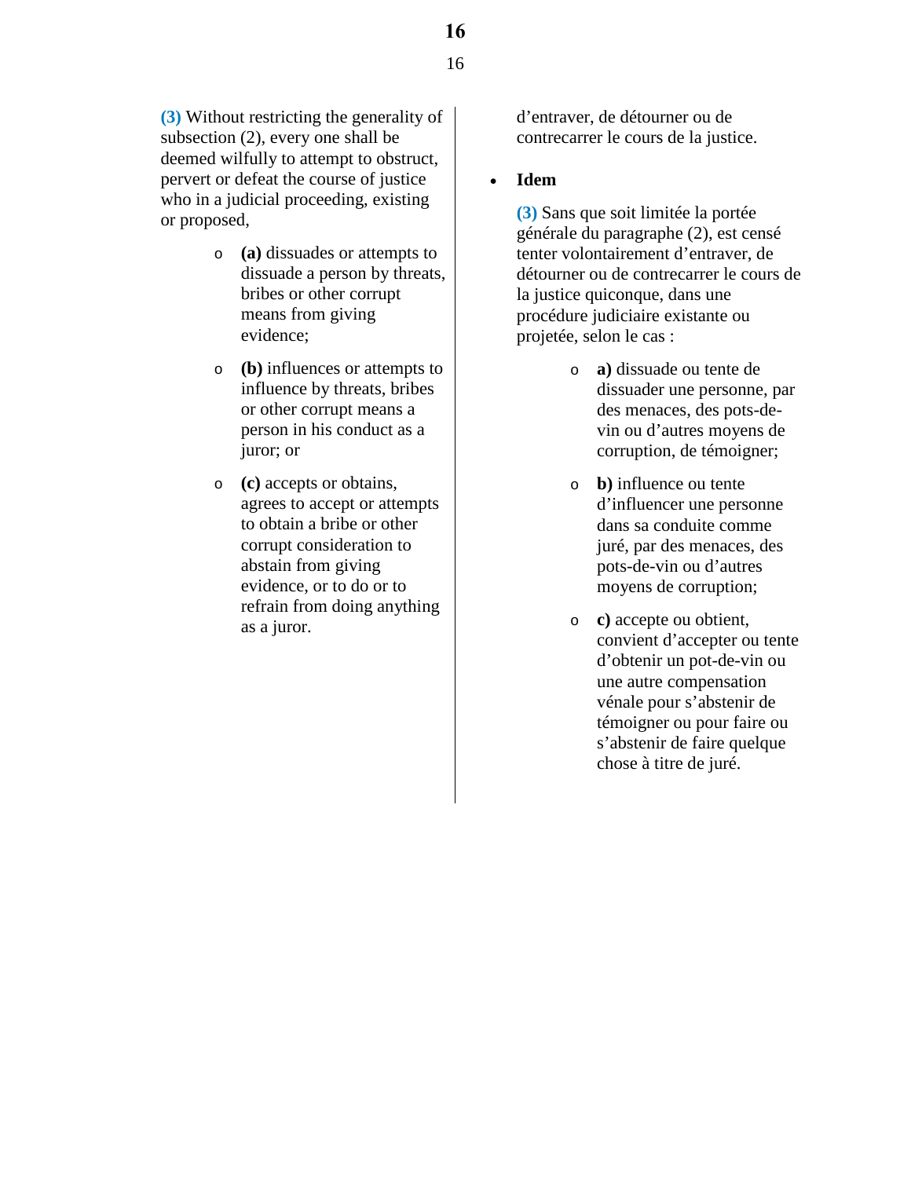**(3)** Without restricting the generality of subsection (2), every one shall be deemed wilfully to attempt to obstruct, pervert or defeat the course of justice who in a judicial proceeding, existing or proposed,

- **(a)** dissuades or attempts to dissuade a person by threats, bribes or other corrupt means from giving evidence;
- **(b)** influences or attempts to influence by threats, bribes or other corrupt means a person in his conduct as a juror; or
- **(c)** accepts or obtains, agrees to accept or attempts to obtain a bribe or other corrupt consideration to abstain from giving evidence, or to do or to refrain from doing anything as a juror.

d’entraver, de détourner ou de contrecarrer le cours de la justice.

- **Idem**

**(3)** Sans que soit limitée la portée générale du paragraphe (2), est censé tenter volontairement d’entraver, de détourner ou de contrecarrer le cours de la justice quiconque, dans une procédure judiciaire existante ou projetée, selon le cas :

- **a)** dissuade ou tente de dissuader une personne, par des menaces, des pots-de-vin ou d’autres moyens de corruption, de témoigner;
- **b)** influence ou tente d’influencer une personne dans sa conduite comme juré, par des menaces, des pots-de-vin ou d’autres moyens de corruption;
- **c)** accepte ou obtient, convient d’accepter ou tente d’obtenir un pot-de-vin ou une autre compensation vénale pour s’abstenir de témoigner ou pour faire ou s’abstenir de faire quelque chose à titre de juré.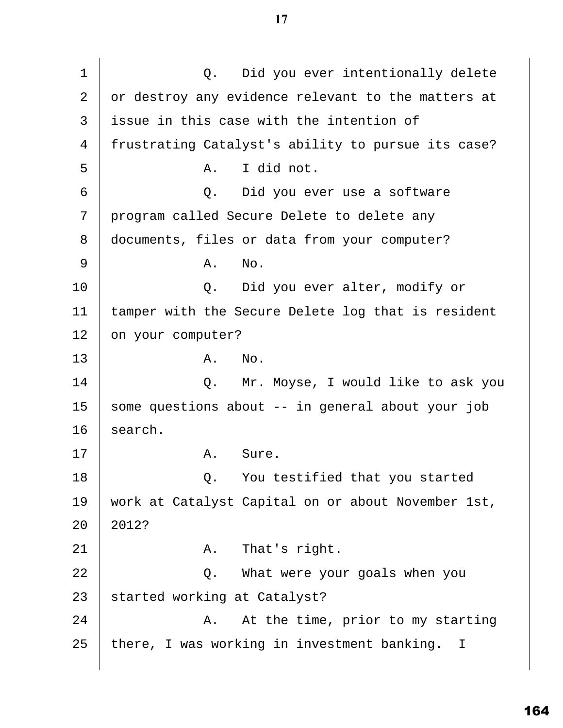Q. Did you ever intentionally delete or destroy any evidence relevant to the matters at issue in this case with the intention of frustrating Catalyst's ability to pursue its case?

A. I did not.

Q. Did you ever use a software program called Secure Delete to delete any documents, files or data from your computer?

A. No.

Q. Did you ever alter, modify or tamper with the Secure Delete log that is resident on your computer?

A. No.

Q. Mr. Moyse, I would like to ask you some questions about -- in general about your job search.

A. Sure.

Q. You testified that you started work at Catalyst Capital on or about November 1st, 2012?

A. That's right.

Q. What were your goals when you started working at Catalyst?

A. At the time, prior to my starting there, I was working in investment banking. I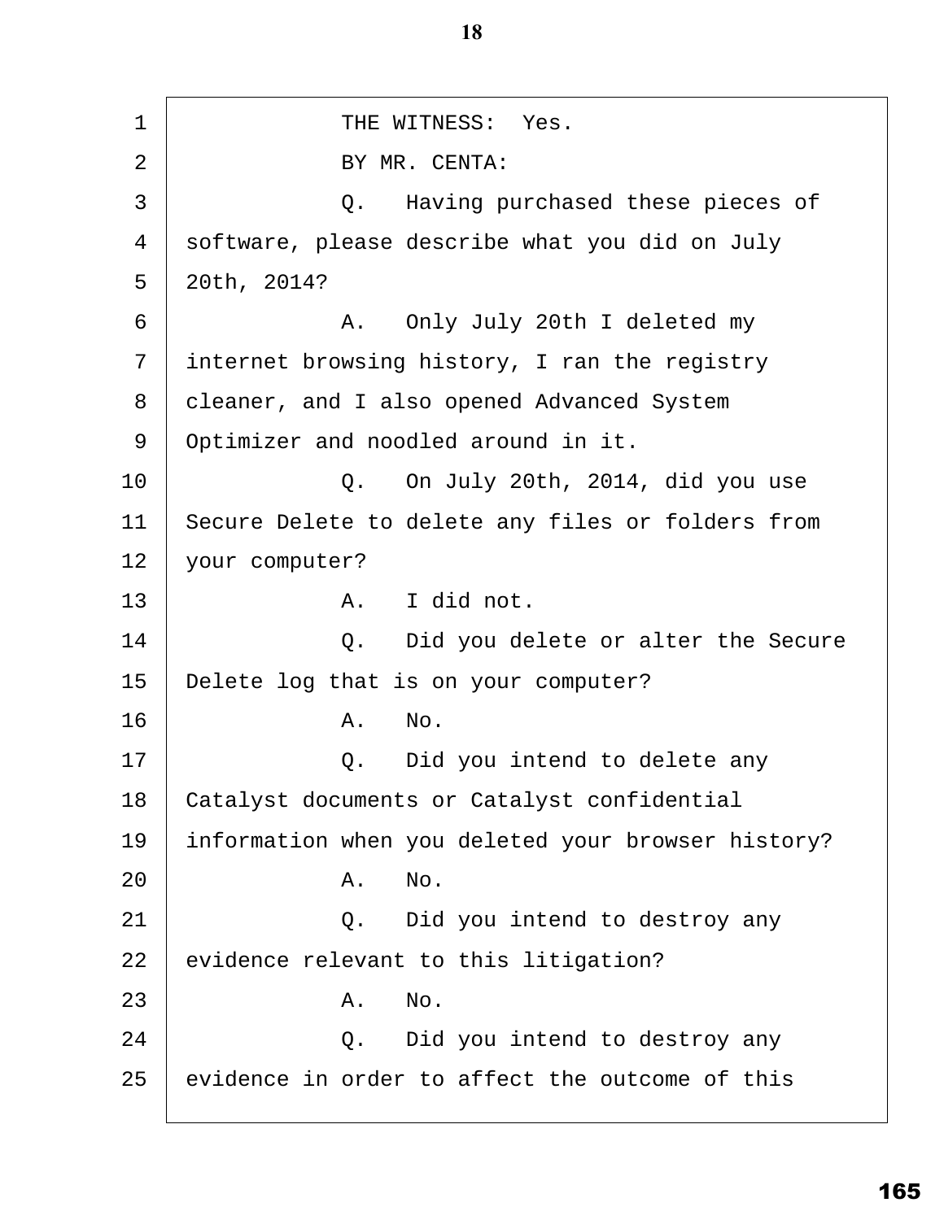THE WITNESS: Yes.

BY MR. CENTA:

Q. Having purchased these pieces of software, please describe what you did on July 20th, 2014?

A. Only July 20th I deleted my internet browsing history, I ran the registry cleaner, and I also opened Advanced System Optimizer and noodled around in it.

Q. On July 20th, 2014, did you use Secure Delete to delete any files or folders from your computer?

A. I did not.

Q. Did you delete or alter the Secure Delete log that is on your computer?

A. No.

Q. Did you intend to delete any Catalyst documents or Catalyst confidential information when you deleted your browser history?

A. No.

Q. Did you intend to destroy any evidence relevant to this litigation?

A. No.

Q. Did you intend to destroy any evidence in order to affect the outcome of this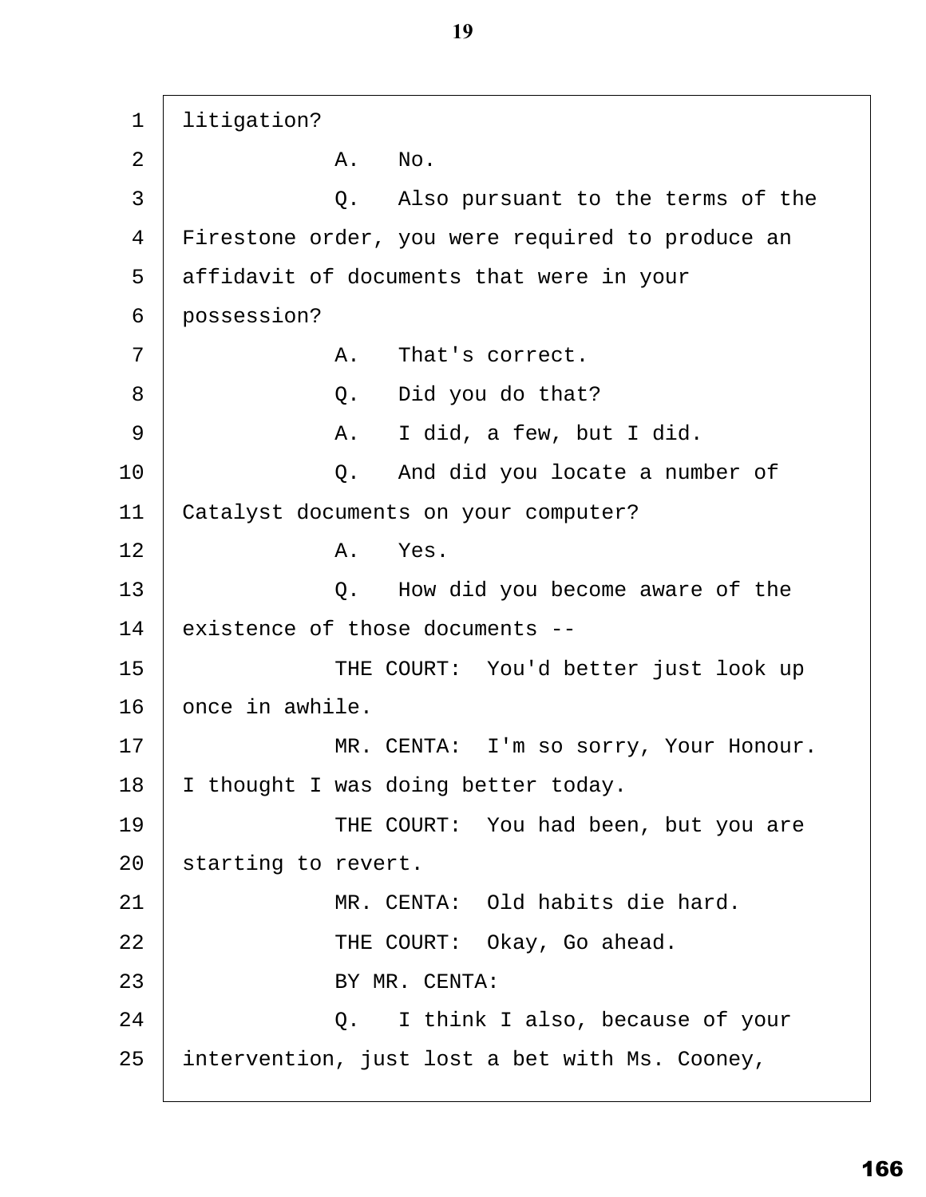litigation?

A. No.

Q. Also pursuant to the terms of the Firestone order, you were required to produce an affidavit of documents that were in your possession?

A. That's correct.

Q. Did you do that?

A. I did, a few, but I did.

Q. And did you locate a number of Catalyst documents on your computer?

A. Yes.

Q. How did you become aware of the existence of those documents --

THE COURT: You'd better just look up once in awhile.

MR. CENTA: I'm so sorry, Your Honour. I thought I was doing better today.

THE COURT: You had been, but you are starting to revert.

MR. CENTA: Old habits die hard.

THE COURT: Okay, Go ahead.

BY MR. CENTA:

Q. I think I also, because of your intervention, just lost a bet with Ms. Cooney,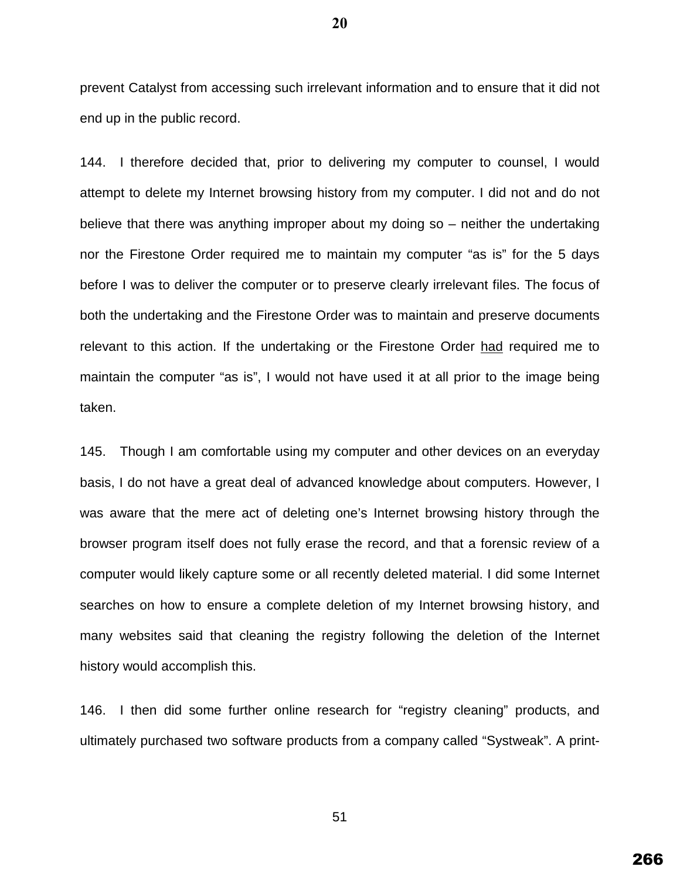prevent Catalyst from accessing such irrelevant information and to ensure that it did not end up in the public record.

144. I therefore decided that, prior to delivering my computer to counsel, I would attempt to delete my Internet browsing history from my computer. I did not and do not believe that there was anything improper about my doing so – neither the undertaking nor the Firestone Order required me to maintain my computer "as is" for the 5 days before I was to deliver the computer or to preserve clearly irrelevant files. The focus of both the undertaking and the Firestone Order was to maintain and preserve documents relevant to this action. If the undertaking or the Firestone Order <u>had</u> required me to maintain the computer "as is", I would not have used it at all prior to the image being taken.

145. Though I am comfortable using my computer and other devices on an everyday basis, I do not have a great deal of advanced knowledge about computers. However, I was aware that the mere act of deleting one's Internet browsing history through the browser program itself does not fully erase the record, and that a forensic review of a computer would likely capture some or all recently deleted material. I did some Internet searches on how to ensure a complete deletion of my Internet browsing history, and many websites said that cleaning the registry following the deletion of the Internet history would accomplish this.

146. I then did some further online research for "registry cleaning" products, and ultimately purchased two software products from a company called "Systweak". A print-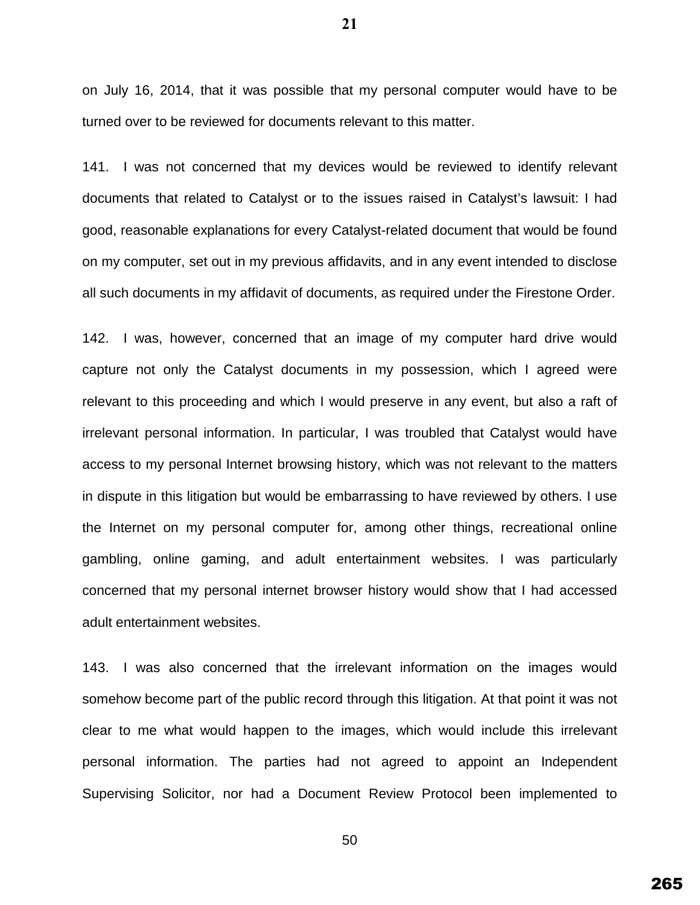on July 16, 2014, that it was possible that my personal computer would have to be turned over to be reviewed for documents relevant to this matter.

141. I was not concerned that my devices would be reviewed to identify relevant documents that related to Catalyst or to the issues raised in Catalyst's lawsuit: I had good, reasonable explanations for every Catalyst-related document that would be found on my computer, set out in my previous affidavits, and in any event intended to disclose all such documents in my affidavit of documents, as required under the Firestone Order.

142. I was, however, concerned that an image of my computer hard drive would capture not only the Catalyst documents in my possession, which I agreed were relevant to this proceeding and which I would preserve in any event, but also a raft of irrelevant personal information. In particular, I was troubled that Catalyst would have access to my personal Internet browsing history, which was not relevant to the matters in dispute in this litigation but would be embarrassing to have reviewed by others. I use the Internet on my personal computer for, among other things, recreational online gambling, online gaming, and adult entertainment websites. I was particularly concerned that my personal internet browser history would show that I had accessed adult entertainment websites.

143. I was also concerned that the irrelevant information on the images would somehow become part of the public record through this litigation. At that point it was not clear to me what would happen to the images, which would include this irrelevant personal information. The parties had not agreed to appoint an Independent Supervising Solicitor, nor had a Document Review Protocol been implemented to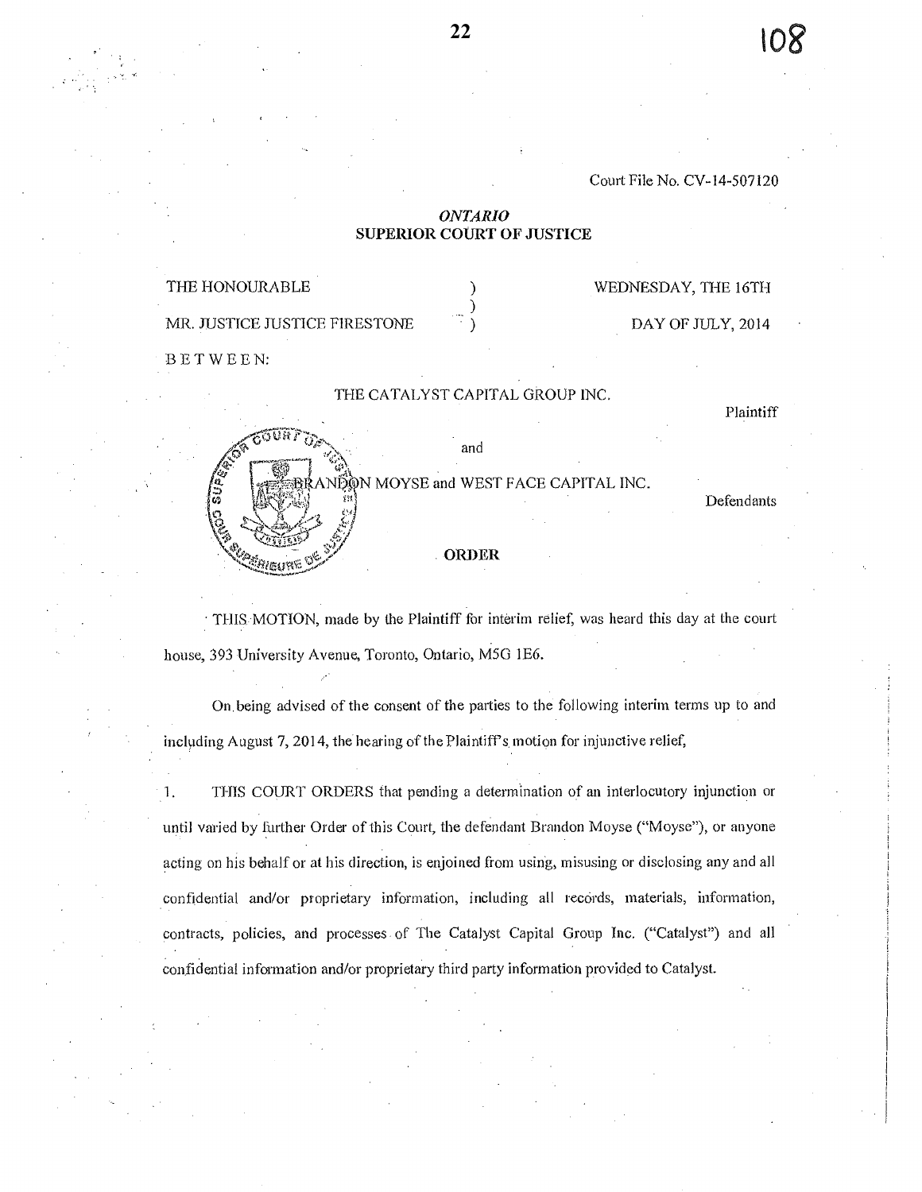Court File No. CV-14-507120

***ONTARIO***
**SUPERIOR COURT OF JUSTICE**

| | | |
|---|---|---|
| THE HONOURABLE | ) | WEDNESDAY, THE 16TH |
| | ) | |
| MR. JUSTICE JUSTICE FIRESTONE | ) | DAY OF JULY, 2014 |

B E T W E E N:

THE CATALYST CAPITAL GROUP INC.

Plaintiff

and

BRANDON MOYSE and WEST FACE CAPITAL INC.

Defendants

**ORDER**

THIS MOTION, made by the Plaintiff for interim relief, was heard this day at the court house, 393 University Avenue, Toronto, Ontario, M5G 1E6.

On being advised of the consent of the parties to the following interim terms up to and including August 7, 2014, the hearing of the Plaintiff's motion for injunctive relief,

1. THIS COURT ORDERS that pending a determination of an interlocutory injunction or until varied by further Order of this Court, the defendant Brandon Moyse ("Moyse"), or anyone acting on his behalf or at his direction, is enjoined from using, misusing or disclosing any and all confidential and/or proprietary information, including all records, materials, information, contracts, policies, and processes of The Catalyst Capital Group Inc. ("Catalyst") and all confidential information and/or proprietary third party information provided to Catalyst.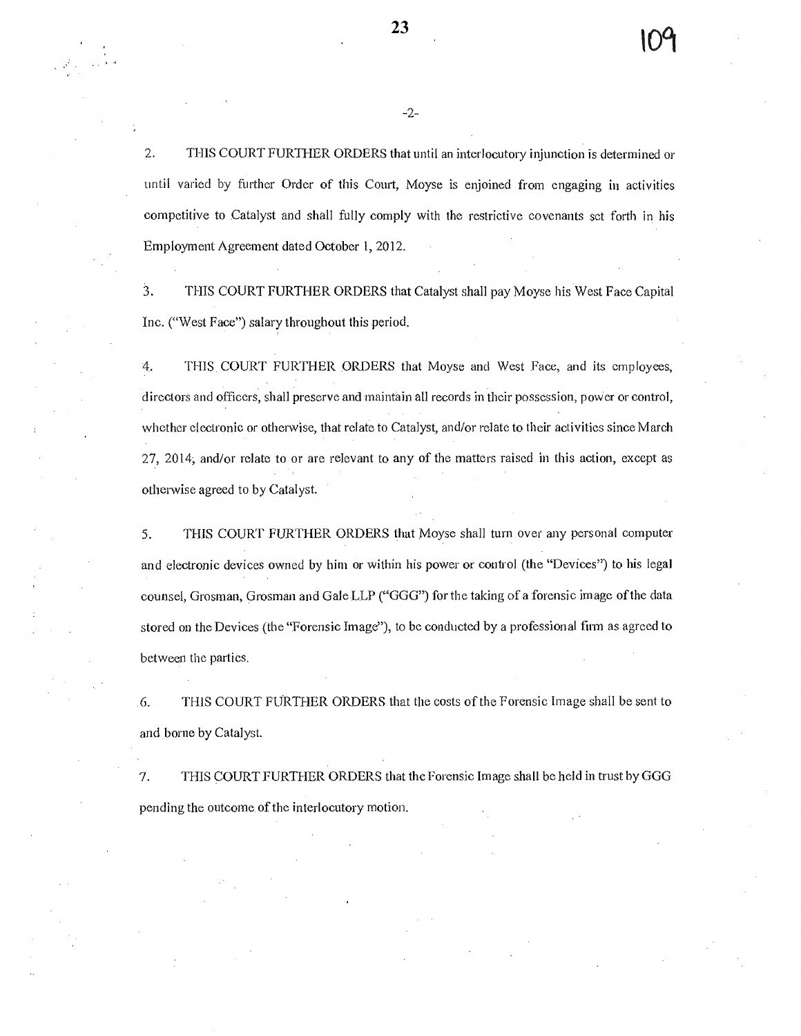2. THIS COURT FURTHER ORDERS that until an interlocutory injunction is determined or until varied by further Order of this Court, Moyse is enjoined from engaging in activities competitive to Catalyst and shall fully comply with the restrictive covenants set forth in his Employment Agreement dated October 1, 2012.

3. THIS COURT FURTHER ORDERS that Catalyst shall pay Moyse his West Face Capital Inc. ("West Face") salary throughout this period.

4. THIS COURT FURTHER ORDERS that Moyse and West Face, and its employees, directors and officers, shall preserve and maintain all records in their possession, power or control, whether electronic or otherwise, that relate to Catalyst, and/or relate to their activities since March 27, 2014, and/or relate to or are relevant to any of the matters raised in this action, except as otherwise agreed to by Catalyst.

5. THIS COURT FURTHER ORDERS that Moyse shall turn over any personal computer and electronic devices owned by him or within his power or control (the "Devices") to his legal counsel, Grosman, Grosman and Gale LLP ("GGG") for the taking of a forensic image of the data stored on the Devices (the "Forensic Image"), to be conducted by a professional firm as agreed to between the parties.

6. THIS COURT FURTHER ORDERS that the costs of the Forensic Image shall be sent to and borne by Catalyst.

7. THIS COURT FURTHER ORDERS that the Forensic Image shall be held in trust by GGG pending the outcome of the interlocutory motion.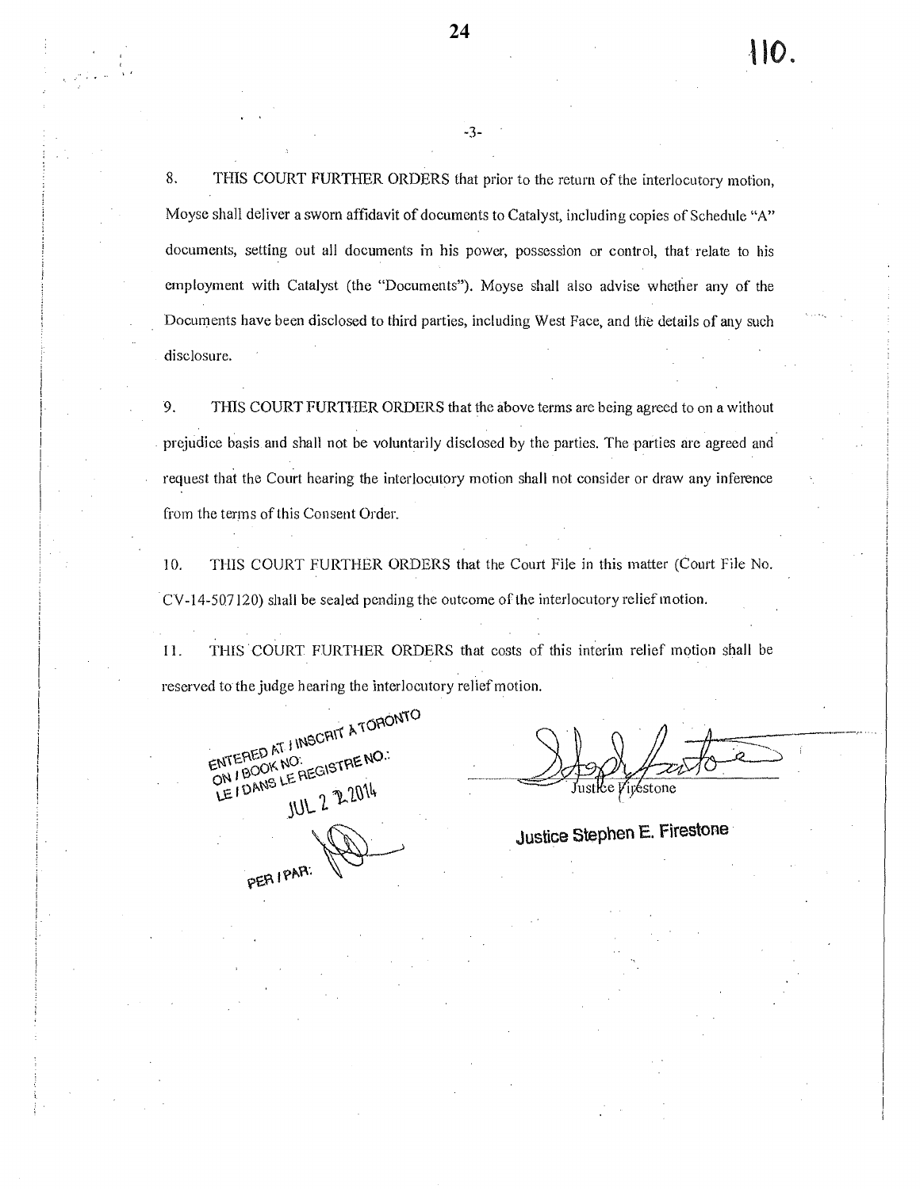8. THIS COURT FURTHER ORDERS that prior to the return of the interlocutory motion, Moyse shall deliver a sworn affidavit of documents to Catalyst, including copies of Schedule "A" documents, setting out all documents in his power, possession or control, that relate to his employment with Catalyst (the "Documents"). Moyse shall also advise whether any of the Documents have been disclosed to third parties, including West Face, and the details of any such disclosure.

9. THIS COURT FURTHER ORDERS that the above terms are being agreed to on a without prejudice basis and shall not be voluntarily disclosed by the parties. The parties are agreed and request that the Court hearing the interlocutory motion shall not consider or draw any inference from the terms of this Consent Order.

10. THIS COURT FURTHER ORDERS that the Court File in this matter (Court File No. CV-14-507120) shall be sealed pending the outcome of the interlocutory relief motion.

11. THIS COURT FURTHER ORDERS that costs of this interim relief motion shall be reserved to the judge hearing the interlocutory relief motion.

ENTERED AT / INSCRIT À TORONTO
ON / BOOK NO:
LE / DANS LE REGISTRE NO.:
JUL 2 2 2014
PER / PAR:

Justice Firestone

**Justice Stephen E. Firestone**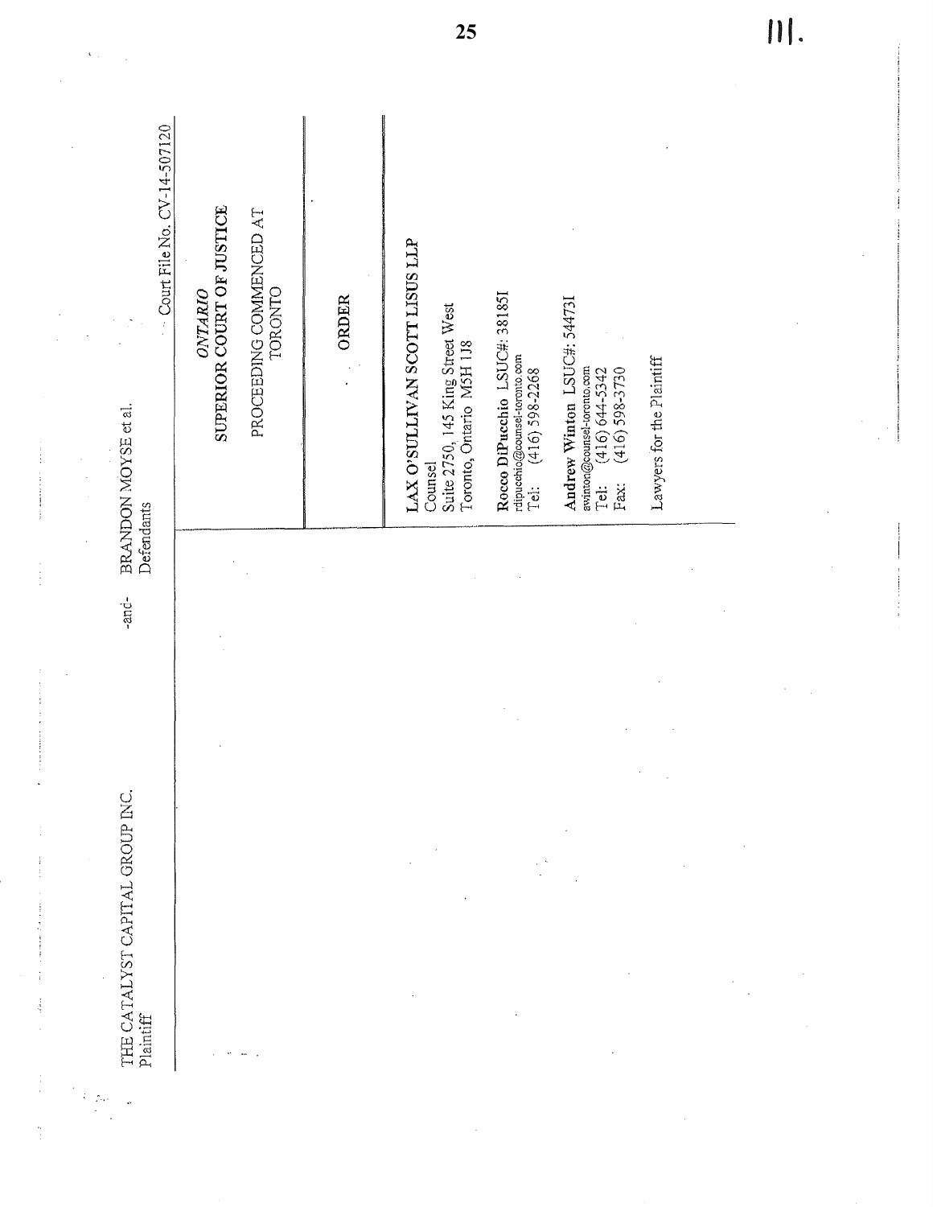THE CATALYST CAPITAL GROUP INC.
Plaintiff

-and-

BRANDON MOYSE et al.
Defendants

Court File No. CV-14-507120

*ONTARIO*
**SUPERIOR COURT OF JUSTICE**

PROCEEDING COMMENCED AT TORONTO

**ORDER**

**LAX O'SULLIVAN SCOTT LISUS LLP**
Counsel
Suite 2750, 145 King Street West
Toronto, Ontario M5H 1J8

**Rocco DiPucchio** LSUC#: 38185I
rdipucchio@counsel-toronto.com
Tel: (416) 598-2268

**Andrew Winton** LSUC#: 54473I
awinton@counsel-toronto.com
Tel: (416) 644-5342
Fax: (416) 598-3730

Lawyers for the Plaintiff